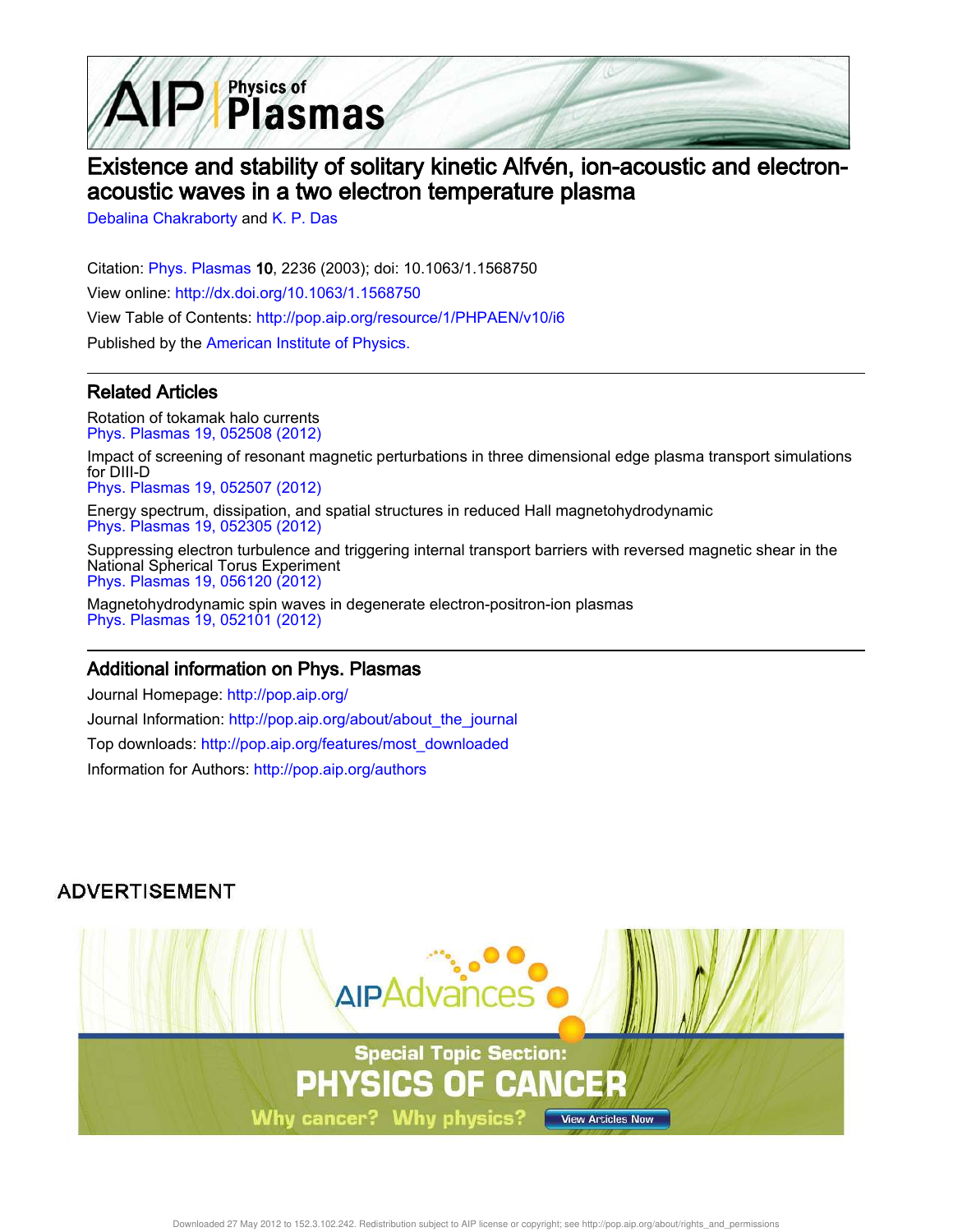# Existence and stability of solitary kinetic Alfvén, ion-acoustic and electron-acoustic waves in a two electron temperature plasma

Debalina Chakraborty and K. P. Das

Citation: Phys. Plasmas **10**, 2236 (2003); doi: 10.1063/1.1568750

View online: http://dx.doi.org/10.1063/1.1568750

View Table of Contents: http://pop.aip.org/resource/1/PHPAEN/v10/i6

Published by the American Institute of Physics.

## Related Articles

Rotation of tokamak halo currents
Phys. Plasmas 19, 052508 (2012)

Impact of screening of resonant magnetic perturbations in three dimensional edge plasma transport simulations for DIII-D
Phys. Plasmas 19, 052507 (2012)

Energy spectrum, dissipation, and spatial structures in reduced Hall magnetohydrodynamic
Phys. Plasmas 19, 052305 (2012)

Suppressing electron turbulence and triggering internal transport barriers with reversed magnetic shear in the National Spherical Torus Experiment
Phys. Plasmas 19, 056120 (2012)

Magnetohydrodynamic spin waves in degenerate electron-positron-ion plasmas
Phys. Plasmas 19, 052101 (2012)

## Additional information on Phys. Plasmas

Journal Homepage: http://pop.aip.org/

Journal Information: http://pop.aip.org/about/about_the_journal

Top downloads: http://pop.aip.org/features/most_downloaded

Information for Authors: http://pop.aip.org/authors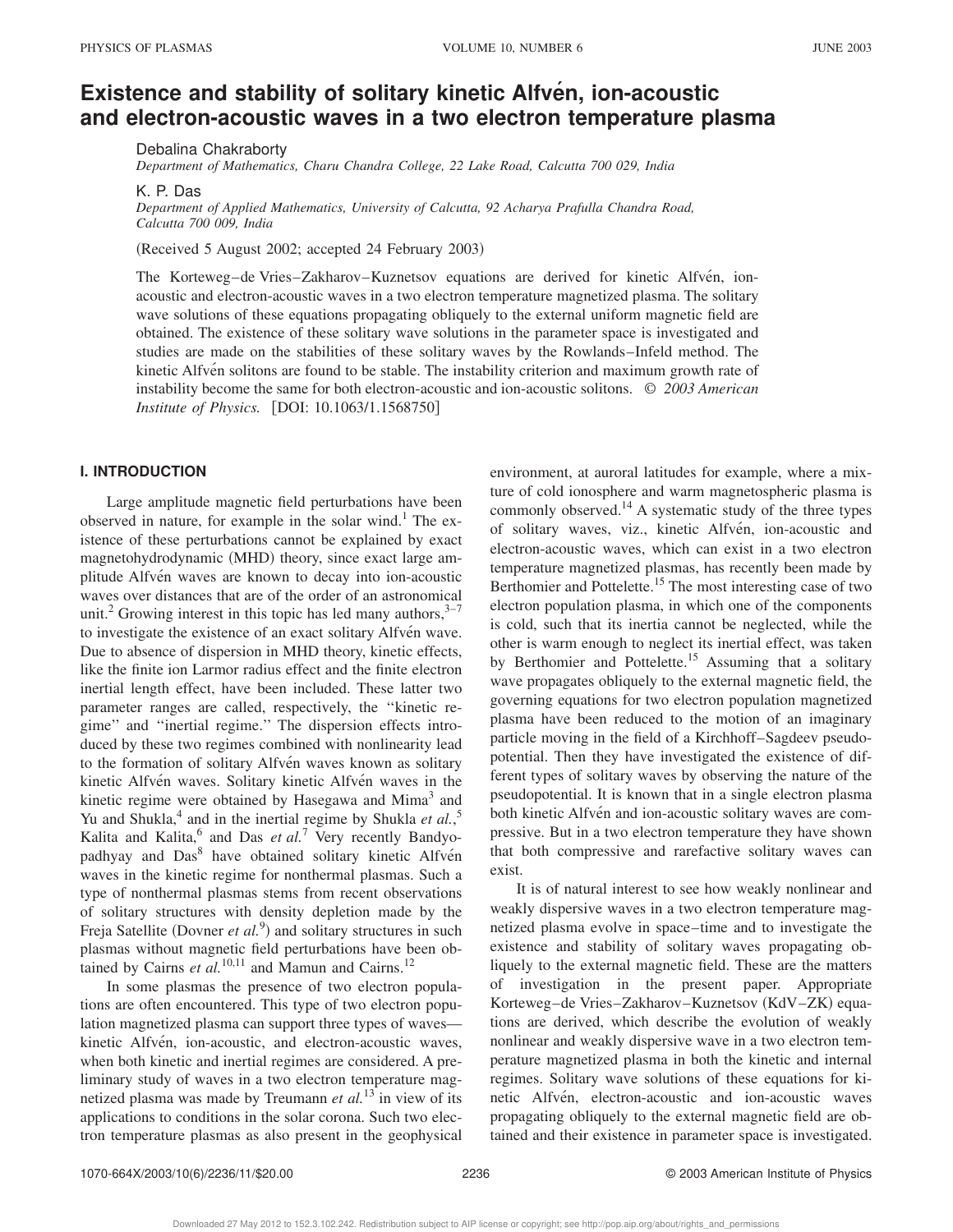# Existence and stability of solitary kinetic Alfvén, ion-acoustic and electron-acoustic waves in a two electron temperature plasma

Debalina Chakraborty
*Department of Mathematics, Charu Chandra College, 22 Lake Road, Calcutta 700 029, India*

K. P. Das
*Department of Applied Mathematics, University of Calcutta, 92 Acharya Prafulla Chandra Road, Calcutta 700 009, India*

(Received 5 August 2002; accepted 24 February 2003)

The Korteweg–de Vries–Zakharov–Kuznetsov equations are derived for kinetic Alfvén, ion-acoustic and electron-acoustic waves in a two electron temperature magnetized plasma. The solitary wave solutions of these equations propagating obliquely to the external uniform magnetic field are obtained. The existence of these solitary wave solutions in the parameter space is investigated and studies are made on the stabilities of these solitary waves by the Rowlands–Infeld method. The kinetic Alfvén solitons are found to be stable. The instability criterion and maximum growth rate of instability become the same for both electron-acoustic and ion-acoustic solitons. © *2003 American Institute of Physics.* [DOI: 10.1063/1.1568750]

## I. INTRODUCTION

Large amplitude magnetic field perturbations have been observed in nature, for example in the solar wind.[1] The existence of these perturbations cannot be explained by exact magnetohydrodynamic (MHD) theory, since exact large amplitude Alfvén waves are known to decay into ion-acoustic waves over distances that are of the order of an astronomical unit.[2] Growing interest in this topic has led many authors,[3–7] to investigate the existence of an exact solitary Alfvén wave. Due to absence of dispersion in MHD theory, kinetic effects, like the finite ion Larmor radius effect and the finite electron inertial length effect, have been included. These latter two parameter ranges are called, respectively, the ''kinetic regime'' and ''inertial regime.'' The dispersion effects introduced by these two regimes combined with nonlinearity lead to the formation of solitary Alfvén waves known as solitary kinetic Alfvén waves. Solitary kinetic Alfvén waves in the kinetic regime were obtained by Hasegawa and Mima[3] and Yu and Shukla,[4] and in the inertial regime by Shukla *et al.*,[5] Kalita and Kalita,[6] and Das *et al.*[7] Very recently Bandyopadhyay and Das[8] have obtained solitary kinetic Alfvén waves in the kinetic regime for nonthermal plasmas. Such a type of nonthermal plasmas stems from recent observations of solitary structures with density depletion made by the Freja Satellite (Dovner *et al.*[9]) and solitary structures in such plasmas without magnetic field perturbations have been obtained by Cairns *et al.*[10,11] and Mamun and Cairns.[12]

In some plasmas the presence of two electron populations are often encountered. This type of two electron population magnetized plasma can support three types of waves—kinetic Alfvén, ion-acoustic, and electron-acoustic waves, when both kinetic and inertial regimes are considered. A preliminary study of waves in a two electron temperature magnetized plasma was made by Treumann *et al.*[13] in view of its applications to conditions in the solar corona. Such two electron temperature plasmas as also present in the geophysical environment, at auroral latitudes for example, where a mixture of cold ionosphere and warm magnetospheric plasma is commonly observed.[14] A systematic study of the three types of solitary waves, viz., kinetic Alfvén, ion-acoustic and electron-acoustic waves, which can exist in a two electron temperature magnetized plasmas, has recently been made by Berthomier and Pottelette.[15] The most interesting case of two electron population plasma, in which one of the components is cold, such that its inertia cannot be neglected, while the other is warm enough to neglect its inertial effect, was taken by Berthomier and Pottelette.[15] Assuming that a solitary wave propagates obliquely to the external magnetic field, the governing equations for two electron population magnetized plasma have been reduced to the motion of an imaginary particle moving in the field of a Kirchhoff–Sagdeev pseudopotential. Then they have investigated the existence of different types of solitary waves by observing the nature of the pseudopotential. It is known that in a single electron plasma both kinetic Alfvén and ion-acoustic solitary waves are compressive. But in a two electron temperature they have shown that both compressive and rarefactive solitary waves can exist.

It is of natural interest to see how weakly nonlinear and weakly dispersive waves in a two electron temperature magnetized plasma evolve in space–time and to investigate the existence and stability of solitary waves propagating obliquely to the external magnetic field. These are the matters of investigation in the present paper. Appropriate Korteweg–de Vries–Zakharov–Kuznetsov (KdV–ZK) equations are derived, which describe the evolution of weakly nonlinear and weakly dispersive wave in a two electron temperature magnetized plasma in both the kinetic and internal regimes. Solitary wave solutions of these equations for kinetic Alfvén, electron-acoustic and ion-acoustic waves propagating obliquely to the external magnetic field are obtained and their existence in parameter space is investigated.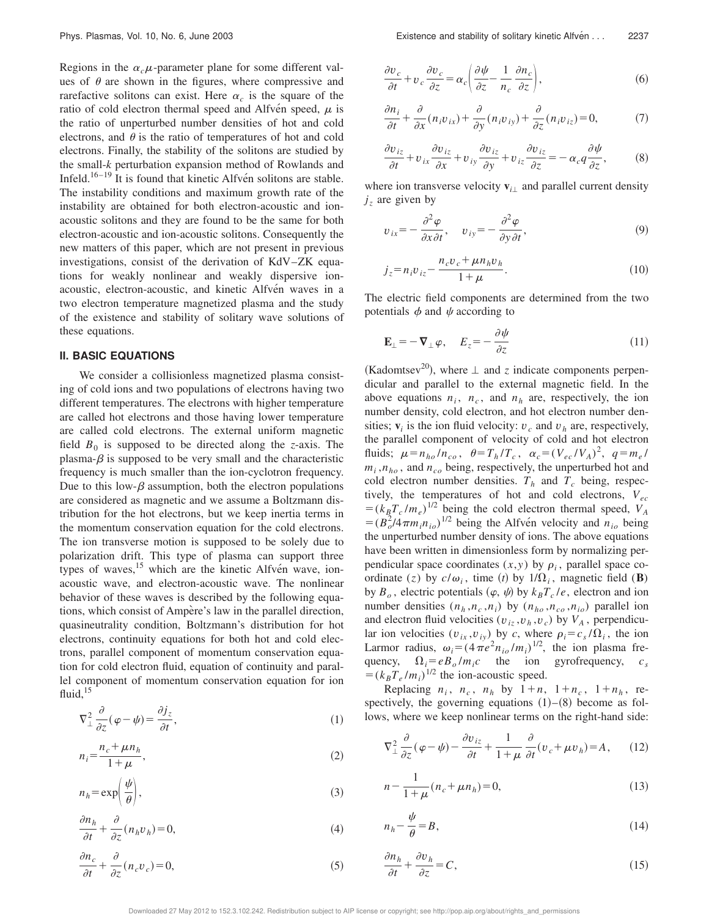Regions in the $\alpha_c\mu$-parameter plane for some different values of $\theta$ are shown in the figures, where compressive and rarefactive solitons can exist. Here $\alpha_c$ is the square of the ratio of cold electron thermal speed and Alfvén speed, $\mu$ is the ratio of unperturbed number densities of hot and cold electrons, and $\theta$ is the ratio of temperatures of hot and cold electrons. Finally, the stability of the solitons are studied by the small-$k$ perturbation expansion method of Rowlands and Infeld.[16–19] It is found that kinetic Alfvén solitons are stable. The instability conditions and maximum growth rate of the instability are obtained for both electron-acoustic and ion-acoustic solitons and they are found to be the same for both electron-acoustic and ion-acoustic solitons. Consequently the new matters of this paper, which are not present in previous investigations, consist of the derivation of KdV–ZK equations for weakly nonlinear and weakly dispersive ion-acoustic, electron-acoustic, and kinetic Alfvén waves in a two electron temperature magnetized plasma and the study of the existence and stability of solitary wave solutions of these equations.

## II. BASIC EQUATIONS

We consider a collisionless magnetized plasma consisting of cold ions and two populations of electrons having two different temperatures. The electrons with higher temperature are called hot electrons and those having lower temperature are called cold electrons. The external uniform magnetic field $B_0$ is supposed to be directed along the $z$-axis. The plasma-$\beta$ is supposed to be very small and the characteristic frequency is much smaller than the ion-cyclotron frequency. Due to this low-$\beta$ assumption, both the electron populations are considered as magnetic and we assume a Boltzmann distribution for the hot electrons, but we keep inertia terms in the momentum conservation equation for the cold electrons. The ion transverse motion is supposed to be solely due to polarization drift. This type of plasma can support three types of waves,[15] which are the kinetic Alfvén wave, ion-acoustic wave, and electron-acoustic wave. The nonlinear behavior of these waves is described by the following equations, which consist of Ampère's law in the parallel direction, quasineutrality condition, Boltzmann's distribution for hot electrons, continuity equations for both hot and cold electrons, parallel component of momentum conservation equation for cold electron fluid, equation of continuity and parallel component of momentum conservation equation for ion fluid,[15]

$$\nabla_{\perp}^{2}\frac{\partial}{\partial z}(\varphi-\psi)=\frac{\partial j_z}{\partial t}, \tag{1}$$

$$n_i=\frac{n_c+\mu n_h}{1+\mu}, \tag{2}$$

$$n_h=\exp\left(\frac{\psi}{\theta}\right), \tag{3}$$

$$\frac{\partial n_h}{\partial t}+\frac{\partial}{\partial z}(n_h v_h)=0, \tag{4}$$

$$\frac{\partial n_c}{\partial t}+\frac{\partial}{\partial z}(n_c v_c)=0, \tag{5}$$

$$\frac{\partial v_c}{\partial t}+v_c\frac{\partial v_c}{\partial z}=\alpha_c\left(\frac{\partial \psi}{\partial z}-\frac{1}{n_c}\frac{\partial n_c}{\partial z}\right), \tag{6}$$

$$\frac{\partial n_i}{\partial t}+\frac{\partial}{\partial x}(n_i v_{ix})+\frac{\partial}{\partial y}(n_i v_{iy})+\frac{\partial}{\partial z}(n_i v_{iz})=0, \tag{7}$$

$$\frac{\partial v_{iz}}{\partial t}+v_{ix}\frac{\partial v_{iz}}{\partial x}+v_{iy}\frac{\partial v_{iz}}{\partial y}+v_{iz}\frac{\partial v_{iz}}{\partial z}=-\alpha_c q\frac{\partial \psi}{\partial z}, \tag{8}$$

where ion transverse velocity $\mathbf{v}_{i\perp}$ and parallel current density $j_z$ are given by

$$v_{ix}=-\frac{\partial^2\varphi}{\partial x\partial t},\quad v_{iy}=-\frac{\partial^2\varphi}{\partial y\partial t}, \tag{9}$$

$$j_z=n_i v_{iz}-\frac{n_c v_c+\mu n_h v_h}{1+\mu}. \tag{10}$$

The electric field components are determined from the two potentials $\phi$ and $\psi$ according to

$$\mathbf{E}_{\perp}=-\nabla_{\perp}\varphi,\quad E_z=-\frac{\partial \psi}{\partial z} \tag{11}$$

(Kadomtsev[20]), where $\perp$ and $z$ indicate components perpendicular and parallel to the external magnetic field. In the above equations $n_i$, $n_c$, and $n_h$ are, respectively, the ion number density, cold electron, and hot electron number densities; $\mathbf{v}_i$ is the ion fluid velocity: $v_c$ and $v_h$ are, respectively, the parallel component of velocity of cold and hot electron fluids; $\mu=n_{ho}/n_{co}$, $\theta=T_h/T_c$, $\alpha_c=(V_{ec}/V_A)^2$, $q=m_e/m_i$, $n_{ho}$, and $n_{co}$ being, respectively, the unperturbed hot and cold electron number densities. $T_h$ and $T_c$ being, respectively, the temperatures of hot and cold electrons, $V_{ec}=(k_BT_c/m_e)^{1/2}$ being the cold electron thermal speed, $V_A=(B_o^2/4\pi m_i n_{io})^{1/2}$ being the Alfvén velocity and $n_{io}$ being the unperturbed number density of ions. The above equations have been written in dimensionless form by normalizing perpendicular space coordinates $(x,y)$ by $\rho_i$, parallel space coordinate $(z)$ by $c/\omega_i$, time $(t)$ by $1/\Omega_i$, magnetic field $(\mathbf{B})$ by $B_o$, electric potentials $(\varphi,\psi)$ by $k_BT_c/e$, electron and ion number densities $(n_h,n_c,n_i)$ by $(n_{ho},n_{co},n_{io})$ parallel ion and electron fluid velocities $(v_{iz},v_h,v_c)$ by $V_A$, perpendicular ion velocities $(v_{ix},v_{iy})$ by $c$, where $\rho_i=c_s/\Omega_i$, the ion Larmor radius, $\omega_i=(4\pi e^2 n_{io}/m_i)^{1/2}$, the ion plasma frequency, $\Omega_i=eB_o/m_ic$ the ion gyrofrequency, $c_s=(k_BT_e/m_i)^{1/2}$ the ion-acoustic speed.

Replacing $n_i$, $n_c$, $n_h$ by $1+n$, $1+n_c$, $1+n_h$, respectively, the governing equations (1)–(8) become as follows, where we keep nonlinear terms on the right-hand side:

$$\nabla_{\perp}^{2}\frac{\partial}{\partial z}(\varphi-\psi)-\frac{\partial v_{iz}}{\partial t}+\frac{1}{1+\mu}\frac{\partial}{\partial t}(v_c+\mu v_h)=A, \tag{12}$$

$$n-\frac{1}{1+\mu}(n_c+\mu n_h)=0, \tag{13}$$

$$n_h-\frac{\psi}{\theta}=B, \tag{14}$$

$$\frac{\partial n_h}{\partial t}+\frac{\partial v_h}{\partial z}=C, \tag{15}$$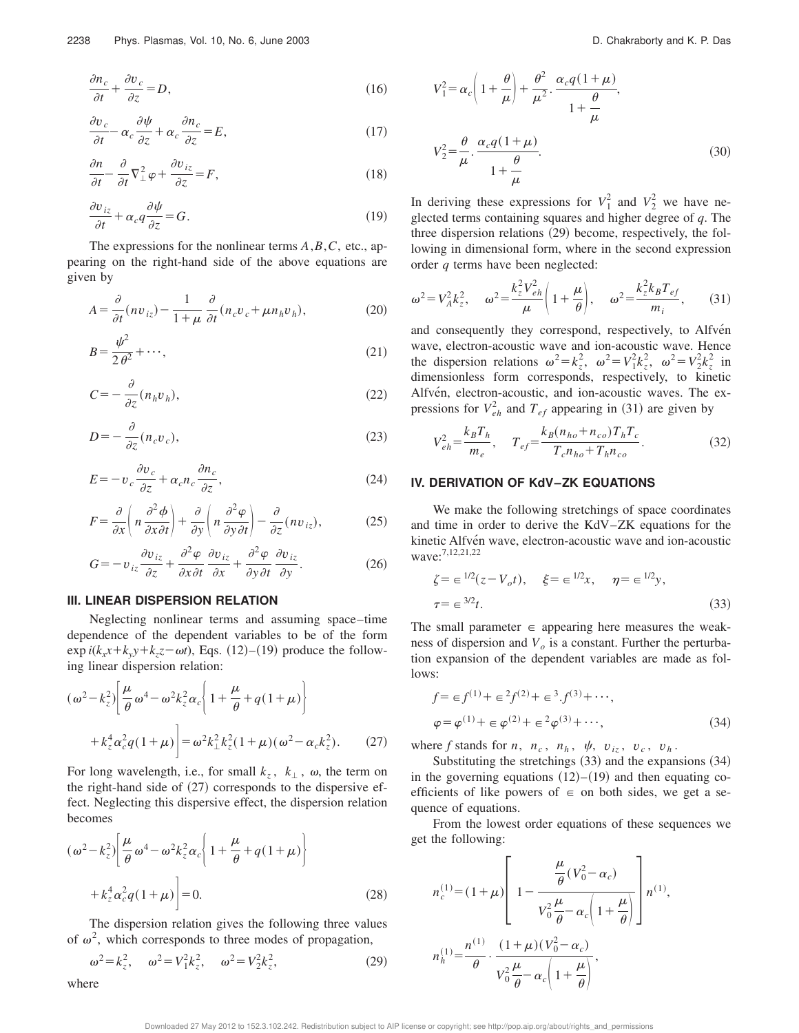$$\frac{\partial n_c}{\partial t}+\frac{\partial v_c}{\partial z}=D, \tag{16}$$

$$\frac{\partial v_c}{\partial t}-\alpha_c\frac{\partial \psi}{\partial z}+\alpha_c\frac{\partial n_c}{\partial z}=E, \tag{17}$$

$$\frac{\partial n}{\partial t}-\frac{\partial}{\partial t}\nabla_\perp^2\varphi+\frac{\partial v_{iz}}{\partial z}=F, \tag{18}$$

$$\frac{\partial v_{iz}}{\partial t}+\alpha_c q\frac{\partial \psi}{\partial z}=G. \tag{19}$$

The expressions for the nonlinear terms $A,B,C$, etc., appearing on the right-hand side of the above equations are given by

$$A=\frac{\partial}{\partial t}(nv_{iz})-\frac{1}{1+\mu}\frac{\partial}{\partial t}(n_cv_c+\mu n_hv_h), \tag{20}$$

$$B=\frac{\psi^2}{2\theta^2}+\cdots, \tag{21}$$

$$C=-\frac{\partial}{\partial z}(n_hv_h), \tag{22}$$

$$D=-\frac{\partial}{\partial z}(n_cv_c), \tag{23}$$

$$E=-v_c\frac{\partial v_c}{\partial z}+\alpha_cn_c\frac{\partial n_c}{\partial z}, \tag{24}$$

$$F=\frac{\partial}{\partial x}\left(n\frac{\partial^2\phi}{\partial x\partial t}\right)+\frac{\partial}{\partial y}\left(n\frac{\partial^2\varphi}{\partial y\partial t}\right)-\frac{\partial}{\partial z}(nv_{iz}), \tag{25}$$

$$G=-v_{iz}\frac{\partial v_{iz}}{\partial z}+\frac{\partial^2\varphi}{\partial x\partial t}\frac{\partial v_{iz}}{\partial x}+\frac{\partial^2\varphi}{\partial y\partial t}\frac{\partial v_{iz}}{\partial y}. \tag{26}$$

## III. LINEAR DISPERSION RELATION

Neglecting nonlinear terms and assuming space–time dependence of the dependent variables to be of the form $\exp i(k_xx+k_yy+k_zz-\omega t)$, Eqs. (12)–(19) produce the following linear dispersion relation:

$$(\omega^2-k_z^2)\left[\frac{\mu}{\theta}\omega^4-\omega^2k_z^2\alpha_c\left\{1+\frac{\mu}{\theta}+q(1+\mu)\right\}+k_z^4\alpha_c^2q(1+\mu)\right]=\omega^2k_\perp^2k_z^2(1+\mu)(\omega^2-\alpha_ck_z^2). \tag{27}$$

For long wavelength, i.e., for small $k_z$, $k_\perp$, $\omega$, the term on the right-hand side of (27) corresponds to the dispersive effect. Neglecting this dispersive effect, the dispersion relation becomes

$$(\omega^2-k_z^2)\left[\frac{\mu}{\theta}\omega^4-\omega^2k_z^2\alpha_c\left\{1+\frac{\mu}{\theta}+q(1+\mu)\right\}+k_z^4\alpha_c^2q(1+\mu)\right]=0. \tag{28}$$

The dispersion relation gives the following three values of $\omega^2$, which corresponds to three modes of propagation,

$$\omega^2=k_z^2,\quad \omega^2=V_1^2k_z^2,\quad \omega^2=V_2^2k_z^2, \tag{29}$$

where

$$V_1^2=\alpha_c\left(1+\frac{\theta}{\mu}\right)+\frac{\theta^2}{\mu^2}\cdot\frac{\alpha_cq(1+\mu)}{1+\dfrac{\theta}{\mu}},$$

$$V_2^2=\frac{\theta}{\mu}\cdot\frac{\alpha_cq(1+\mu)}{1+\dfrac{\theta}{\mu}}. \tag{30}$$

In deriving these expressions for $V_1^2$ and $V_2^2$ we have neglected terms containing squares and higher degree of $q$. The three dispersion relations (29) become, respectively, the following in dimensional form, where in the second expression order $q$ terms have been neglected:

$$\omega^2=V_A^2k_z^2,\quad \omega^2=\frac{k_z^2V_{eh}^2}{\mu}\left(1+\frac{\mu}{\theta}\right),\quad \omega^2=\frac{k_z^2k_BT_{ef}}{m_i}, \tag{31}$$

and consequently they correspond, respectively, to Alfvén wave, electron-acoustic wave and ion-acoustic wave. Hence the dispersion relations $\omega^2=k_z^2$, $\omega^2=V_1^2k_z^2$, $\omega^2=V_2^2k_z^2$ in dimensionless form corresponds, respectively, to kinetic Alfvén, electron-acoustic, and ion-acoustic waves. The expressions for $V_{eh}^2$ and $T_{ef}$ appearing in (31) are given by

$$V_{eh}^2=\frac{k_BT_h}{m_e},\quad T_{ef}=\frac{k_B(n_{ho}+n_{co})T_hT_c}{T_cn_{ho}+T_hn_{co}}. \tag{32}$$

## IV. DERIVATION OF KdV–ZK EQUATIONS

We make the following stretchings of space coordinates and time in order to derive the KdV–ZK equations for the kinetic Alfvén wave, electron-acoustic wave and ion-acoustic wave:[7,12,21,22]

$$\zeta=\epsilon^{1/2}(z-V_ot),\quad \xi=\epsilon^{1/2}x,\quad \eta=\epsilon^{1/2}y,$$
$$\tau=\epsilon^{3/2}t. \tag{33}$$

The small parameter $\epsilon$ appearing here measures the weakness of dispersion and $V_o$ is a constant. Further the perturbation expansion of the dependent variables are made as follows:

$$f=\epsilon f^{(1)}+\epsilon^2f^{(2)}+\epsilon^3.f^{(3)}+\cdots,$$
$$\varphi=\varphi^{(1)}+\epsilon\varphi^{(2)}+\epsilon^2\varphi^{(3)}+\cdots, \tag{34}$$

where $f$ stands for $n$, $n_c$, $n_h$, $\psi$, $v_{iz}$, $v_c$, $v_h$.

Substituting the stretchings (33) and the expansions (34) in the governing equations (12)–(19) and then equating coefficients of like powers of $\epsilon$ on both sides, we get a sequence of equations.

From the lowest order equations of these sequences we get the following:

$$n_c^{(1)}=(1+\mu)\left[1-\frac{\dfrac{\mu}{\theta}(V_0^2-\alpha_c)}{V_0^2\dfrac{\mu}{\theta}-\alpha_c\left(1+\dfrac{\mu}{\theta}\right)}\right]n^{(1)},$$

$$n_h^{(1)}=\frac{n^{(1)}}{\theta}\cdot\frac{(1+\mu)(V_0^2-\alpha_c)}{V_0^2\dfrac{\mu}{\theta}-\alpha_c\left(1+\dfrac{\mu}{\theta}\right)},$$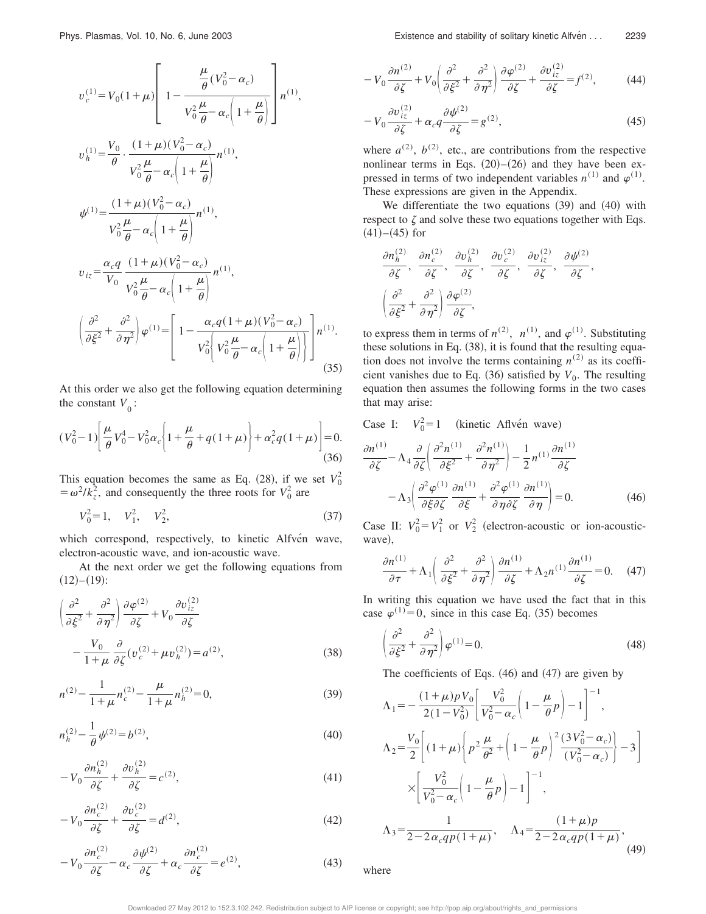$$v_c^{(1)} = V_0(1+\mu)\left[1 - \frac{\frac{\mu}{\theta}(V_0^2-\alpha_c)}{V_0^2\frac{\mu}{\theta} - \alpha_c\left(1+\frac{\mu}{\theta}\right)}\right]n^{(1)},$$

$$v_h^{(1)} = \frac{V_0}{\theta}\cdot\frac{(1+\mu)(V_0^2-\alpha_c)}{V_0^2\frac{\mu}{\theta} - \alpha_c\left(1+\frac{\mu}{\theta}\right)}n^{(1)},$$

$$\psi^{(1)} = \frac{(1+\mu)(V_0^2-\alpha_c)}{V_0^2\frac{\mu}{\theta} - \alpha_c\left(1+\frac{\mu}{\theta}\right)}n^{(1)},$$

$$v_{iz} = \frac{\alpha_c q}{V_0}\,\frac{(1+\mu)(V_0^2-\alpha_c)}{V_0^2\frac{\mu}{\theta} - \alpha_c\left(1+\frac{\mu}{\theta}\right)}n^{(1)},$$

$$\left(\frac{\partial^2}{\partial\xi^2}+\frac{\partial^2}{\partial\eta^2}\right)\varphi^{(1)} = \left[1 - \frac{\alpha_c q(1+\mu)(V_0^2-\alpha_c)}{V_0^2\left\{V_0^2\frac{\mu}{\theta} - \alpha_c\left(1+\frac{\mu}{\theta}\right)\right\}}\right]n^{(1)}. \tag{35}$$

At this order we also get the following equation determining the constant $V_0$:

$$(V_0^2-1)\left[\frac{\mu}{\theta}V_0^4 - V_0^2\alpha_c\left\{1+\frac{\mu}{\theta}+q(1+\mu)\right\} + \alpha_c^2 q(1+\mu)\right] = 0. \tag{36}$$

This equation becomes the same as Eq. (28), if we set $V_0^2 = \omega^2/k_z^2$, and consequently the three roots for $V_0^2$ are

$$V_0^2 = 1, \quad V_1^2, \quad V_2^2, \tag{37}$$

which correspond, respectively, to kinetic Alfvén wave, electron-acoustic wave, and ion-acoustic wave.

At the next order we get the following equations from (12)–(19):

$$\left(\frac{\partial^2}{\partial\xi^2}+\frac{\partial^2}{\partial\eta^2}\right)\frac{\partial\varphi^{(2)}}{\partial\zeta} + V_0\frac{\partial v_{iz}^{(2)}}{\partial\zeta} - \frac{V_0}{1+\mu}\frac{\partial}{\partial\zeta}(v_c^{(2)}+\mu v_h^{(2)}) = a^{(2)}, \tag{38}$$

$$n^{(2)} - \frac{1}{1+\mu}n_c^{(2)} - \frac{\mu}{1+\mu}n_h^{(2)} = 0, \tag{39}$$

$$n_h^{(2)} - \frac{1}{\theta}\psi^{(2)} = b^{(2)}, \tag{40}$$

$$-V_0\frac{\partial n_h^{(2)}}{\partial\zeta} + \frac{\partial v_h^{(2)}}{\partial\zeta} = c^{(2)}, \tag{41}$$

$$-V_0\frac{\partial n_c^{(2)}}{\partial\zeta} + \frac{\partial v_c^{(2)}}{\partial\zeta} = d^{(2)}, \tag{42}$$

$$-V_0\frac{\partial n_c^{(2)}}{\partial\zeta} - \alpha_c\frac{\partial\psi^{(2)}}{\partial\zeta} + \alpha_c\frac{\partial n_c^{(2)}}{\partial\zeta} = e^{(2)}, \tag{43}$$

$$-V_0\frac{\partial n^{(2)}}{\partial\zeta} + V_0\left(\frac{\partial^2}{\partial\xi^2}+\frac{\partial^2}{\partial\eta^2}\right)\frac{\partial\varphi^{(2)}}{\partial\zeta} + \frac{\partial v_{iz}^{(2)}}{\partial\zeta} = f^{(2)}, \tag{44}$$

$$-V_0\frac{\partial v_{iz}^{(2)}}{\partial\zeta} + \alpha_c q\frac{\partial\psi^{(2)}}{\partial\zeta} = g^{(2)}, \tag{45}$$

where $a^{(2)}$, $b^{(2)}$, etc., are contributions from the respective nonlinear terms in Eqs. (20)–(26) and they have been expressed in terms of two independent variables $n^{(1)}$ and $\varphi^{(1)}$. These expressions are given in the Appendix.

We differentiate the two equations (39) and (40) with respect to $\zeta$ and solve these two equations together with Eqs. (41)–(45) for

$$\frac{\partial n_h^{(2)}}{\partial\zeta},\ \frac{\partial n_c^{(2)}}{\partial\zeta},\ \frac{\partial v_h^{(2)}}{\partial\zeta},\ \frac{\partial v_c^{(2)}}{\partial\zeta},\ \frac{\partial v_{iz}^{(2)}}{\partial\zeta},\ \frac{\partial\psi^{(2)}}{\partial\zeta},\ \left(\frac{\partial^2}{\partial\xi^2}+\frac{\partial^2}{\partial\eta^2}\right)\frac{\partial\varphi^{(2)}}{\partial\zeta},$$

to express them in terms of $n^{(2)}$, $n^{(1)}$, and $\varphi^{(1)}$. Substituting these solutions in Eq. (38), it is found that the resulting equation does not involve the terms containing $n^{(2)}$ as its coefficient vanishes due to Eq. (36) satisfied by $V_0$. The resulting equation then assumes the following forms in the two cases that may arise:

Case I: $V_0^2 = 1$ (kinetic Aflvén wave)

$$\frac{\partial n^{(1)}}{\partial\zeta} - \Lambda_4\frac{\partial}{\partial\zeta}\left(\frac{\partial^2 n^{(1)}}{\partial\xi^2}+\frac{\partial^2 n^{(1)}}{\partial\eta^2}\right) - \frac{1}{2}n^{(1)}\frac{\partial n^{(1)}}{\partial\zeta} - \Lambda_3\left(\frac{\partial^2\varphi^{(1)}}{\partial\xi\partial\zeta}\frac{\partial n^{(1)}}{\partial\xi} + \frac{\partial^2\varphi^{(1)}}{\partial\eta\partial\zeta}\frac{\partial n^{(1)}}{\partial\eta}\right) = 0. \tag{46}$$

Case II: $V_0^2 = V_1^2$ or $V_2^2$ (electron-acoustic or ion-acoustic-wave),

$$\frac{\partial n^{(1)}}{\partial\tau} + \Lambda_1\left(\frac{\partial^2}{\partial\xi^2}+\frac{\partial^2}{\partial\eta^2}\right)\frac{\partial n^{(1)}}{\partial\zeta} + \Lambda_2 n^{(1)}\frac{\partial n^{(1)}}{\partial\zeta} = 0. \tag{47}$$

In writing this equation we have used the fact that in this case $\varphi^{(1)} = 0$, since in this case Eq. (35) becomes

$$\left(\frac{\partial^2}{\partial\xi^2}+\frac{\partial^2}{\partial\eta^2}\right)\varphi^{(1)} = 0. \tag{48}$$

The coefficients of Eqs. (46) and (47) are given by

$$\Lambda_1 = -\frac{(1+\mu)pV_0}{2(1-V_0^2)}\left[\frac{V_0^2}{V_0^2-\alpha_c}\left(1-\frac{\mu}{\theta}p\right)-1\right]^{-1},$$

$$\Lambda_2 = \frac{V_0}{2}\left[(1+\mu)\left\{p^2\frac{\mu}{\theta^2} + \left(1-\frac{\mu}{\theta}p\right)^2\frac{(3V_0^2-\alpha_c)}{(V_0^2-\alpha_c)}\right\} - 3\right] \times\left[\frac{V_0^2}{V_0^2-\alpha_c}\left(1-\frac{\mu}{\theta}p\right)-1\right]^{-1},$$

$$\Lambda_3 = \frac{1}{2-2\alpha_c qp(1+\mu)}, \quad \Lambda_4 = \frac{(1+\mu)p}{2-2\alpha_c qp(1+\mu)}, \tag{49}$$

where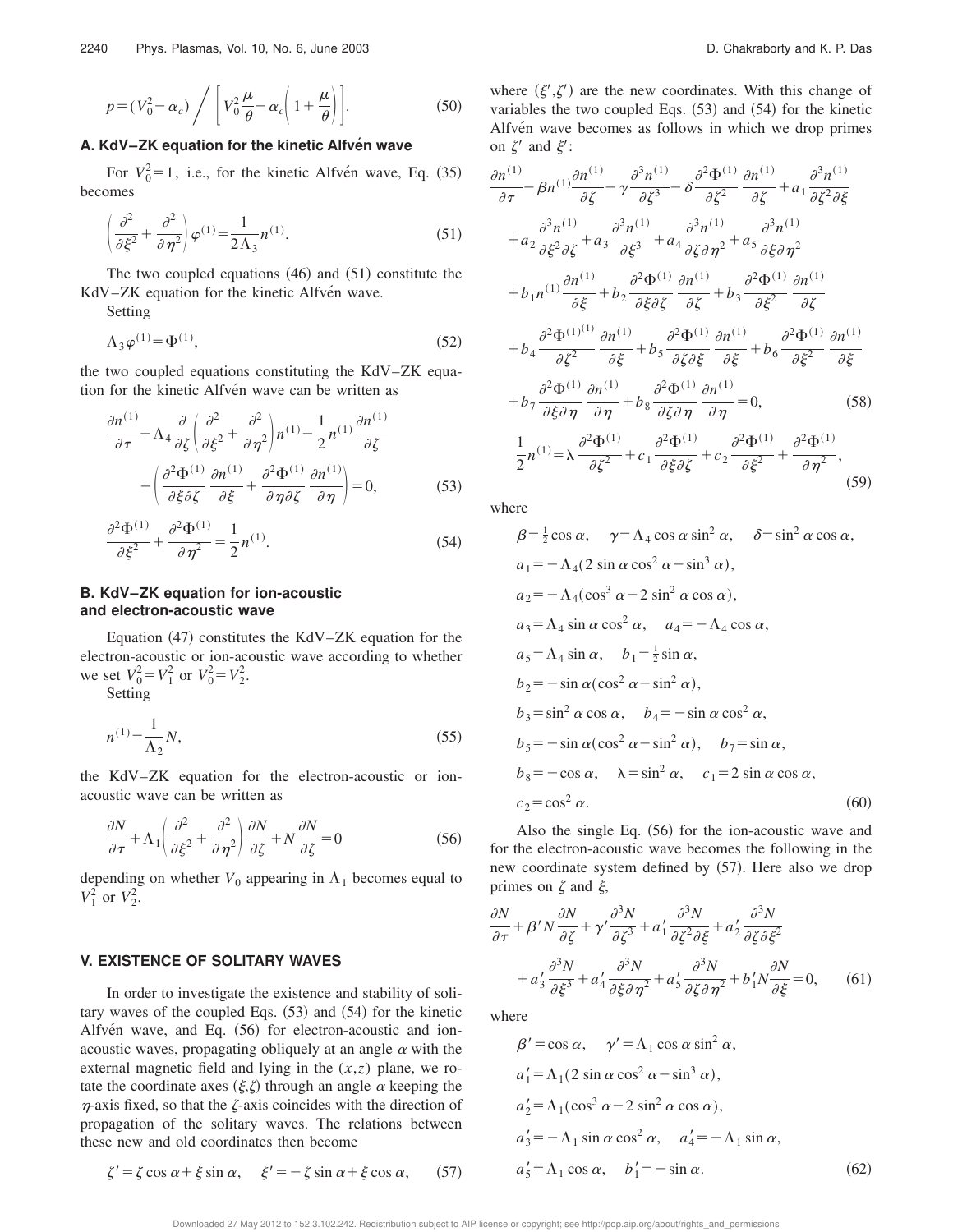$$p=(V_0^2-\alpha_c)\bigg/\left[V_0^2\frac{\mu}{\theta}-\alpha_c\left(1+\frac{\mu}{\theta}\right)\right]. \tag{50}$$

### A. KdV–ZK equation for the kinetic Alfvén wave

For $V_0^2=1$, i.e., for the kinetic Alfvén wave, Eq. (35) becomes

$$\left(\frac{\partial^2}{\partial\xi^2}+\frac{\partial^2}{\partial\eta^2}\right)\varphi^{(1)}=\frac{1}{2\Lambda_3}n^{(1)}. \tag{51}$$

The two coupled equations (46) and (51) constitute the KdV–ZK equation for the kinetic Alfvén wave.

Setting

$$\Lambda_3\varphi^{(1)}=\Phi^{(1)}, \tag{52}$$

the two coupled equations constituting the KdV–ZK equation for the kinetic Alfvén wave can be written as

$$\frac{\partial n^{(1)}}{\partial\tau}-\Lambda_4\frac{\partial}{\partial\zeta}\left(\frac{\partial^2}{\partial\xi^2}+\frac{\partial^2}{\partial\eta^2}\right)n^{(1)}-\frac{1}{2}n^{(1)}\frac{\partial n^{(1)}}{\partial\zeta}-\left(\frac{\partial^2\Phi^{(1)}}{\partial\xi\partial\zeta}\frac{\partial n^{(1)}}{\partial\xi}+\frac{\partial^2\Phi^{(1)}}{\partial\eta\partial\zeta}\frac{\partial n^{(1)}}{\partial\eta}\right)=0, \tag{53}$$

$$\frac{\partial^2\Phi^{(1)}}{\partial\xi^2}+\frac{\partial^2\Phi^{(1)}}{\partial\eta^2}=\frac{1}{2}n^{(1)}. \tag{54}$$

### B. KdV–ZK equation for ion-acoustic and electron-acoustic wave

Equation (47) constitutes the KdV–ZK equation for the electron-acoustic or ion-acoustic wave according to whether we set $V_0^2=V_1^2$ or $V_0^2=V_2^2$.

Setting

$$n^{(1)}=\frac{1}{\Lambda_2}N, \tag{55}$$

the KdV–ZK equation for the electron-acoustic or ion-acoustic wave can be written as

$$\frac{\partial N}{\partial\tau}+\Lambda_1\left(\frac{\partial^2}{\partial\xi^2}+\frac{\partial^2}{\partial\eta^2}\right)\frac{\partial N}{\partial\zeta}+N\frac{\partial N}{\partial\zeta}=0 \tag{56}$$

depending on whether $V_0$ appearing in $\Lambda_1$ becomes equal to $V_1^2$ or $V_2^2$.

## V. EXISTENCE OF SOLITARY WAVES

In order to investigate the existence and stability of solitary waves of the coupled Eqs. (53) and (54) for the kinetic Alfvén wave, and Eq. (56) for electron-acoustic and ion-acoustic waves, propagating obliquely at an angle $\alpha$ with the external magnetic field and lying in the $(x,z)$ plane, we rotate the coordinate axes $(\xi,\zeta)$ through an angle $\alpha$ keeping the $\eta$-axis fixed, so that the $\zeta$-axis coincides with the direction of propagation of the solitary waves. The relations between these new and old coordinates then become

$$\zeta'=\zeta\cos\alpha+\xi\sin\alpha,\quad \xi'=-\zeta\sin\alpha+\xi\cos\alpha, \tag{57}$$

where $(\xi',\zeta')$ are the new coordinates. With this change of variables the two coupled Eqs. (53) and (54) for the kinetic Alfvén wave becomes as follows in which we drop primes on $\zeta'$ and $\xi'$:

$$\begin{aligned}
&\frac{\partial n^{(1)}}{\partial\tau}-\beta n^{(1)}\frac{\partial n^{(1)}}{\partial\zeta}-\gamma\frac{\partial^3 n^{(1)}}{\partial\zeta^3}-\delta\frac{\partial^2\Phi^{(1)}}{\partial\zeta^2}\frac{\partial n^{(1)}}{\partial\zeta}+a_1\frac{\partial^3 n^{(1)}}{\partial\zeta^2\partial\xi}\\
&+a_2\frac{\partial^3 n^{(1)}}{\partial\xi^2\partial\zeta}+a_3\frac{\partial^3 n^{(1)}}{\partial\xi^3}+a_4\frac{\partial^3 n^{(1)}}{\partial\zeta\partial\eta^2}+a_5\frac{\partial^3 n^{(1)}}{\partial\xi\partial\eta^2}\\
&+b_1 n^{(1)}\frac{\partial n^{(1)}}{\partial\xi}+b_2\frac{\partial^2\Phi^{(1)}}{\partial\xi\partial\zeta}\frac{\partial n^{(1)}}{\partial\zeta}+b_3\frac{\partial^2\Phi^{(1)}}{\partial\xi^2}\frac{\partial n^{(1)}}{\partial\zeta}\\
&+b_4\frac{\partial^2\Phi^{(1)^{(1)}}}{\partial\zeta^2}\frac{\partial n^{(1)}}{\partial\xi}+b_5\frac{\partial^2\Phi^{(1)}}{\partial\zeta\partial\xi}\frac{\partial n^{(1)}}{\partial\xi}+b_6\frac{\partial^2\Phi^{(1)}}{\partial\xi^2}\frac{\partial n^{(1)}}{\partial\xi}\\
&+b_7\frac{\partial^2\Phi^{(1)}}{\partial\xi\partial\eta}\frac{\partial n^{(1)}}{\partial\eta}+b_8\frac{\partial^2\Phi^{(1)}}{\partial\zeta\partial\eta}\frac{\partial n^{(1)}}{\partial\eta}=0,
\end{aligned} \tag{58}$$

$$\frac{1}{2}n^{(1)}=\lambda\frac{\partial^2\Phi^{(1)}}{\partial\zeta^2}+c_1\frac{\partial^2\Phi^{(1)}}{\partial\xi\partial\zeta}+c_2\frac{\partial^2\Phi^{(1)}}{\partial\xi^2}+\frac{\partial^2\Phi^{(1)}}{\partial\eta^2}, \tag{59}$$

where

$$\begin{aligned}
&\beta=\tfrac{1}{2}\cos\alpha,\quad \gamma=\Lambda_4\cos\alpha\sin^2\alpha,\quad \delta=\sin^2\alpha\cos\alpha,\\
&a_1=-\Lambda_4(2\sin\alpha\cos^2\alpha-\sin^3\alpha),\\
&a_2=-\Lambda_4(\cos^3\alpha-2\sin^2\alpha\cos\alpha),\\
&a_3=\Lambda_4\sin\alpha\cos^2\alpha,\quad a_4=-\Lambda_4\cos\alpha,\\
&a_5=\Lambda_4\sin\alpha,\quad b_1=\tfrac{1}{2}\sin\alpha,\\
&b_2=-\sin\alpha(\cos^2\alpha-\sin^2\alpha),\\
&b_3=\sin^2\alpha\cos\alpha,\quad b_4=-\sin\alpha\cos^2\alpha,\\
&b_5=-\sin\alpha(\cos^2\alpha-\sin^2\alpha),\quad b_7=\sin\alpha,\\
&b_8=-\cos\alpha,\quad \lambda=\sin^2\alpha,\quad c_1=2\sin\alpha\cos\alpha,\\
&c_2=\cos^2\alpha.
\end{aligned} \tag{60}$$

Also the single Eq. (56) for the ion-acoustic wave and for the electron-acoustic wave becomes the following in the new coordinate system defined by (57). Here also we drop primes on $\zeta$ and $\xi$,

$$\begin{aligned}
&\frac{\partial N}{\partial\tau}+\beta' N\frac{\partial N}{\partial\zeta}+\gamma'\frac{\partial^3 N}{\partial\zeta^3}+a_1'\frac{\partial^3 N}{\partial\zeta^2\partial\xi}+a_2'\frac{\partial^3 N}{\partial\zeta\partial\xi^2}\\
&+a_3'\frac{\partial^3 N}{\partial\xi^3}+a_4'\frac{\partial^3 N}{\partial\xi\partial\eta^2}+a_5'\frac{\partial^3 N}{\partial\zeta\partial\eta^2}+b_1' N\frac{\partial N}{\partial\xi}=0,
\end{aligned} \tag{61}$$

where

$$\begin{aligned}
&\beta'=\cos\alpha,\quad \gamma'=\Lambda_1\cos\alpha\sin^2\alpha,\\
&a_1'=\Lambda_1(2\sin\alpha\cos^2\alpha-\sin^3\alpha),\\
&a_2'=\Lambda_1(\cos^3\alpha-2\sin^2\alpha\cos\alpha),\\
&a_3'=-\Lambda_1\sin\alpha\cos^2\alpha,\quad a_4'=-\Lambda_1\sin\alpha,\\
&a_5'=\Lambda_1\cos\alpha,\quad b_1'=-\sin\alpha.
\end{aligned} \tag{62}$$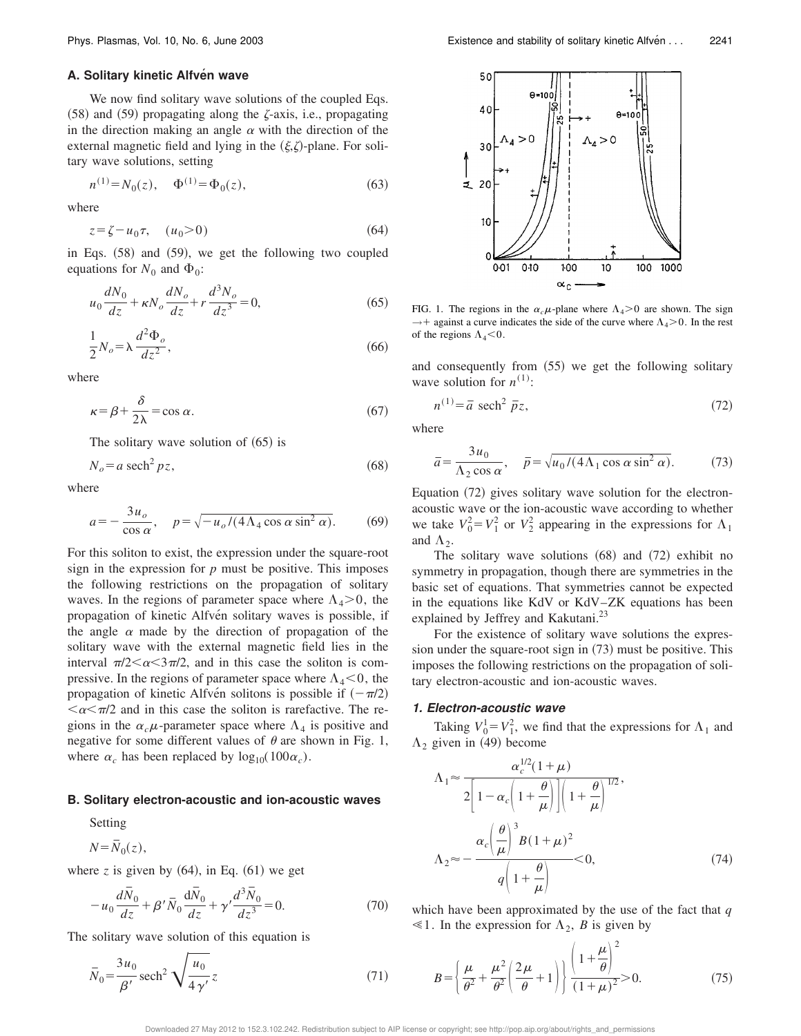### A. Solitary kinetic Alfvén wave

We now find solitary wave solutions of the coupled Eqs. (58) and (59) propagating along the $\zeta$-axis, i.e., propagating in the direction making an angle $\alpha$ with the direction of the external magnetic field and lying in the $(\xi,\zeta)$-plane. For solitary wave solutions, setting

$$n^{(1)} = N_0(z), \quad \Phi^{(1)} = \Phi_0(z), \tag{63}$$

where

$$z = \zeta - u_0\tau, \quad (u_0 > 0) \tag{64}$$

in Eqs. (58) and (59), we get the following two coupled equations for $N_0$ and $\Phi_0$:

$$u_0 \frac{dN_0}{dz} + \kappa N_o \frac{dN_o}{dz} + r\frac{d^3 N_o}{dz^3} = 0, \tag{65}$$

$$\frac{1}{2} N_o = \lambda \frac{d^2 \Phi_o}{dz^2}, \tag{66}$$

where

$$\kappa = \beta + \frac{\delta}{2\lambda} = \cos\alpha. \tag{67}$$

The solitary wave solution of (65) is

$$N_o = a\ \mathrm{sech}^2\, pz, \tag{68}$$

where

$$a = -\frac{3u_o}{\cos\alpha}, \quad p = \sqrt{-u_o/(4\Lambda_4 \cos\alpha \sin^2\alpha)}. \tag{69}$$

For this soliton to exist, the expression under the square-root sign in the expression for $p$ must be positive. This imposes the following restrictions on the propagation of solitary waves. In the regions of parameter space where $\Lambda_4 > 0$, the propagation of kinetic Alfvén solitary waves is possible, if the angle $\alpha$ made by the direction of propagation of the solitary wave with the external magnetic field lies in the interval $\pi/2 < \alpha < 3\pi/2$, and in this case the soliton is compressive. In the regions of parameter space where $\Lambda_4 < 0$, the propagation of kinetic Alfvén solitons is possible if $(-\pi/2) < \alpha < \pi/2$ and in this case the soliton is rarefactive. The regions in the $\alpha_c\mu$-parameter space where $\Lambda_4$ is positive and negative for some different values of $\theta$ are shown in Fig. 1, where $\alpha_c$ has been replaced by $\log_{10}(100\alpha_c)$.

FIG. 1. The regions in the $\alpha_c\mu$-plane where $\Lambda_4 > 0$ are shown. The sign $\rightarrow +$ against a curve indicates the side of the curve where $\Lambda_4 > 0$. In the rest of the regions $\Lambda_4 < 0$.

### B. Solitary electron-acoustic and ion-acoustic waves

Setting

$$N = \bar{N}_0(z),$$

where $z$ is given by (64), in Eq. (61) we get

$$-u_0 \frac{d\bar{N}_0}{dz} + \beta' \bar{N}_0 \frac{d\bar{N}_0}{dz} + \gamma' \frac{d^3 \bar{N}_0}{dz^3} = 0. \tag{70}$$

The solitary wave solution of this equation is

$$\bar{N}_0 = \frac{3u_0}{\beta'} \mathrm{sech}^2 \sqrt{\frac{u_0}{4\gamma'}}\, z \tag{71}$$

and consequently from (55) we get the following solitary wave solution for $n^{(1)}$:

$$n^{(1)} = \bar{a}\ \mathrm{sech}^2\, \bar{p} z, \tag{72}$$

where

$$\bar{a} = \frac{3u_0}{\Lambda_2 \cos\alpha}, \quad \bar{p} = \sqrt{u_0/(4\Lambda_1 \cos\alpha \sin^2\alpha)}. \tag{73}$$

Equation (72) gives solitary wave solution for the electron-acoustic wave or the ion-acoustic wave according to whether we take $V_0^2 = V_1^2$ or $V_2^2$ appearing in the expressions for $\Lambda_1$ and $\Lambda_2$.

The solitary wave solutions (68) and (72) exhibit no symmetry in propagation, though there are symmetries in the basic set of equations. That symmetries cannot be expected in the equations like KdV or KdV–ZK equations has been explained by Jeffrey and Kakutani.[23]

For the existence of solitary wave solutions the expression under the square-root sign in (73) must be positive. This imposes the following restrictions on the propagation of solitary electron-acoustic and ion-acoustic waves.

#### 1. Electron-acoustic wave

Taking $V_0^1 = V_1^2$, we find that the expressions for $\Lambda_1$ and $\Lambda_2$ given in (49) become

$$\Lambda_1 \approx \frac{\alpha_c^{1/2}(1+\mu)}{2\left[1 - \alpha_c\left(1 + \dfrac{\theta}{\mu}\right)\right]\left(1 + \dfrac{\theta}{\mu}\right)^{1/2}},$$

$$\Lambda_2 \approx -\frac{\alpha_c\left(\dfrac{\theta}{\mu}\right)^3 B(1+\mu)^2}{q\left(1 + \dfrac{\theta}{\mu}\right)} < 0, \tag{74}$$

which have been approximated by the use of the fact that $q \ll 1$. In the expression for $\Lambda_2$, $B$ is given by

$$B = \left\{ \frac{\mu}{\theta^2} + \frac{\mu^2}{\theta^2}\left(\frac{2\mu}{\theta} + 1\right) \right\} \frac{\left(1 + \dfrac{\mu}{\theta}\right)^2}{(1+\mu)^2} > 0. \tag{75}$$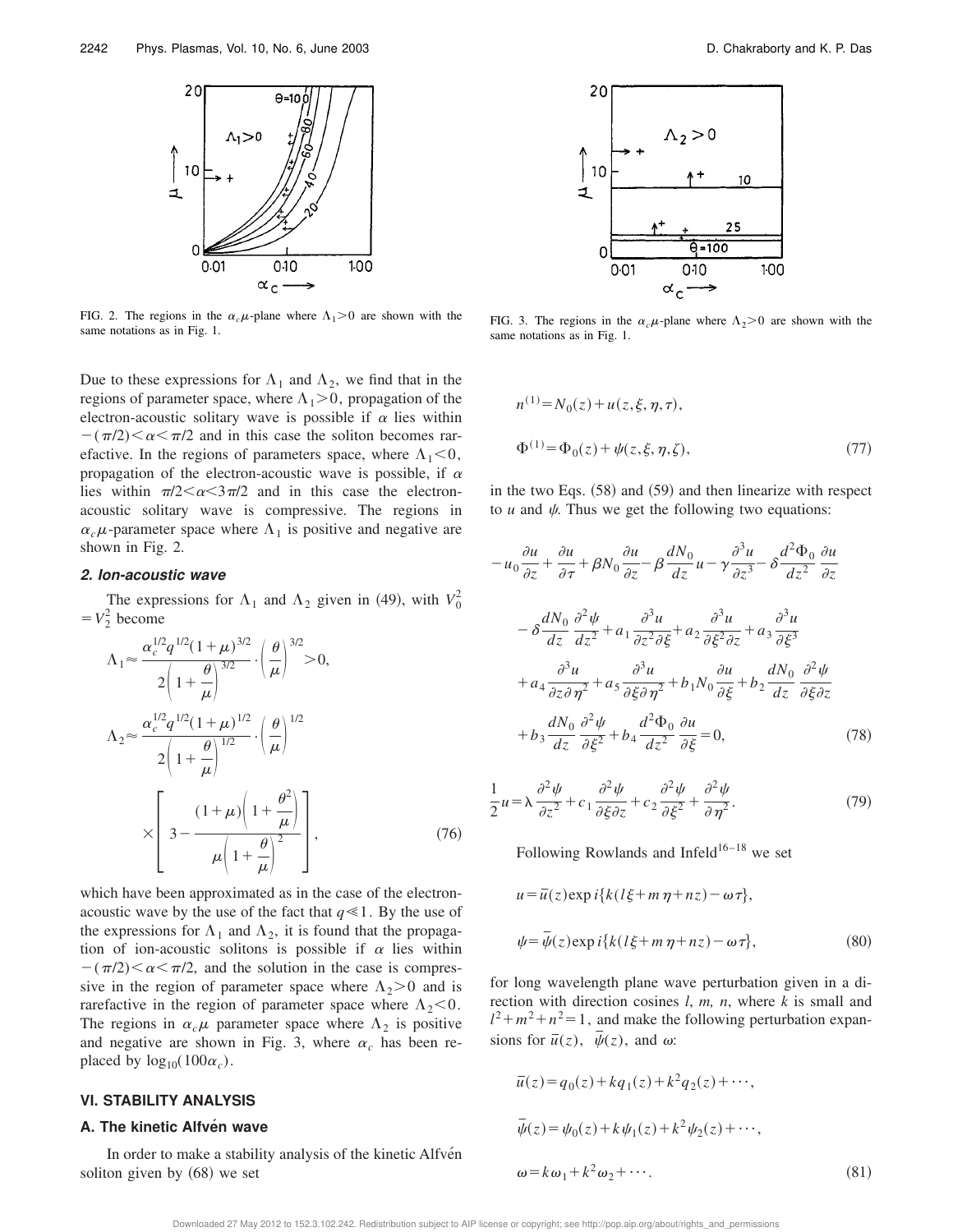FIG. 2. The regions in the $\alpha_c\mu$-plane where $\Lambda_1>0$ are shown with the same notations as in Fig. 1.

FIG. 3. The regions in the $\alpha_c\mu$-plane where $\Lambda_2>0$ are shown with the same notations as in Fig. 1.

Due to these expressions for $\Lambda_1$ and $\Lambda_2$, we find that in the regions of parameter space, where $\Lambda_1>0$, propagation of the electron-acoustic solitary wave is possible if $\alpha$ lies within $-(\pi/2)<\alpha<\pi/2$ and in this case the soliton becomes rarefactive. In the regions of parameters space, where $\Lambda_1<0$, propagation of the electron-acoustic wave is possible, if $\alpha$ lies within $\pi/2<\alpha<3\pi/2$ and in this case the electron-acoustic solitary wave is compressive. The regions in $\alpha_c\mu$-parameter space where $\Lambda_1$ is positive and negative are shown in Fig. 2.

#### *2. Ion-acoustic wave*

The expressions for $\Lambda_1$ and $\Lambda_2$ given in (49), with $V_0^2=V_2^2$ become

$$
\Lambda_1 \approx \frac{\alpha_c^{1/2} q^{1/2} (1+\mu)^{3/2}}{2\left(1+\dfrac{\theta}{\mu}\right)^{3/2}} \cdot \left(\frac{\theta}{\mu}\right)^{3/2} > 0,
$$

$$
\Lambda_2 \approx \frac{\alpha_c^{1/2} q^{1/2} (1+\mu)^{1/2}}{2\left(1+\dfrac{\theta}{\mu}\right)^{1/2}} \cdot \left(\frac{\theta}{\mu}\right)^{1/2} \times \left[ 3 - \frac{(1+\mu)\left(1+\dfrac{\theta^2}{\mu}\right)}{\mu\left(1+\dfrac{\theta}{\mu}\right)^2} \right], \tag{76}
$$

which have been approximated as in the case of the electron-acoustic wave by the use of the fact that $q \ll 1$. By the use of the expressions for $\Lambda_1$ and $\Lambda_2$, it is found that the propagation of ion-acoustic solitons is possible if $\alpha$ lies within $-(\pi/2)<\alpha<\pi/2$, and the solution in the case is compressive in the region of parameter space where $\Lambda_2>0$ and is rarefactive in the region of parameter space where $\Lambda_2<0$. The regions in $\alpha_c\mu$ parameter space where $\Lambda_2$ is positive and negative are shown in Fig. 3, where $\alpha_c$ has been replaced by $\log_{10}(100\alpha_c)$.

## VI. STABILITY ANALYSIS

### A. The kinetic Alfvén wave

In order to make a stability analysis of the kinetic Alfvén soliton given by (68) we set

$$
n^{(1)} = N_0(z) + u(z,\xi,\eta,\tau),
$$

$$
\Phi^{(1)} = \Phi_0(z) + \psi(z,\xi,\eta,\zeta), \tag{77}
$$

in the two Eqs. (58) and (59) and then linearize with respect to $u$ and $\psi$. Thus we get the following two equations:

$$
\begin{aligned}
&-u_0\frac{\partial u}{\partial z} + \frac{\partial u}{\partial \tau} + \beta N_0 \frac{\partial u}{\partial z} - \beta\frac{dN_0}{dz}u - \gamma\frac{\partial^3 u}{\partial z^3} - \delta\frac{d^2\Phi_0}{dz^2}\frac{\partial u}{\partial z} \\
&- \delta\frac{dN_0}{dz}\frac{\partial^2\psi}{dz^2} + a_1\frac{\partial^3 u}{\partial z^2\partial\xi} + a_2\frac{\partial^3 u}{\partial\xi^2\partial z} + a_3\frac{\partial^3 u}{\partial\xi^3} \\
&+ a_4\frac{\partial^3 u}{\partial z\partial\eta^2} + a_5\frac{\partial^3 u}{\partial\xi\partial\eta^2} + b_1 N_0\frac{\partial u}{\partial\xi} + b_2\frac{dN_0}{dz}\frac{\partial^2\psi}{\partial\xi\partial z} \\
&+ b_3\frac{dN_0}{dz}\frac{\partial^2\psi}{\partial\xi^2} + b_4\frac{d^2\Phi_0}{dz^2}\frac{\partial u}{\partial\xi} = 0,
\end{aligned} \tag{78}
$$

$$
\frac{1}{2}u = \lambda\frac{\partial^2\psi}{\partial z^2} + c_1\frac{\partial^2\psi}{\partial\xi\partial z} + c_2\frac{\partial^2\psi}{\partial\xi^2} + \frac{\partial^2\psi}{\partial\eta^2}. \tag{79}
$$

Following Rowlands and Infeld[16–18] we set

$$
u = \bar{u}(z)\exp i\{k(l\xi + m\eta + nz) - \omega\tau\},
$$

$$
\psi = \bar{\psi}(z)\exp i\{k(l\xi + m\eta + nz) - \omega\tau\}, \tag{80}
$$

for long wavelength plane wave perturbation given in a direction with direction cosines $l$, $m$, $n$, where $k$ is small and $l^2+m^2+n^2=1$, and make the following perturbation expansions for $\bar{u}(z)$, $\bar{\psi}(z)$, and $\omega$:

$$
\bar{u}(z) = q_0(z) + kq_1(z) + k^2 q_2(z) + \cdots,
$$

$$
\bar{\psi}(z) = \psi_0(z) + k\psi_1(z) + k^2\psi_2(z) + \cdots,
$$

$$
\omega = k\omega_1 + k^2\omega_2 + \cdots. \tag{81}
$$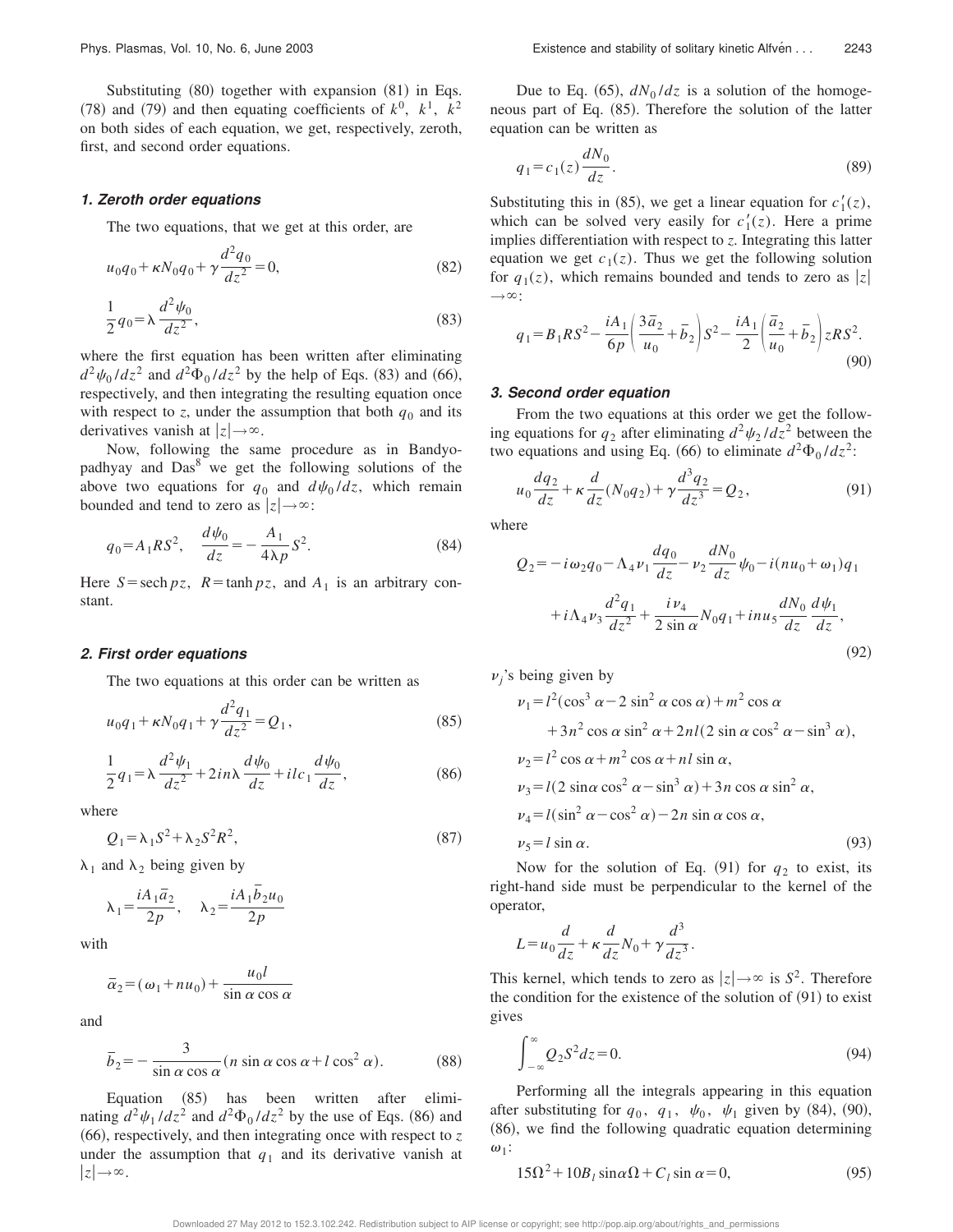Substituting (80) together with expansion (81) in Eqs. (78) and (79) and then equating coefficients of $k^0$, $k^1$, $k^2$ on both sides of each equation, we get, respectively, zeroth, first, and second order equations.

#### *1. Zeroth order equations*

The two equations, that we get at this order, are

$$u_0 q_0 + \kappa N_0 q_0 + \gamma \frac{d^2 q_0}{dz^2} = 0, \tag{82}$$

$$\frac{1}{2} q_0 = \lambda \frac{d^2 \psi_0}{dz^2}, \tag{83}$$

where the first equation has been written after eliminating $d^2\psi_0/dz^2$ and $d^2\Phi_0/dz^2$ by the help of Eqs. (83) and (66), respectively, and then integrating the resulting equation once with respect to $z$, under the assumption that both $q_0$ and its derivatives vanish at $|z| \to \infty$.

Now, following the same procedure as in Bandyopadhyay and Das[8] we get the following solutions of the above two equations for $q_0$ and $d\psi_0/dz$, which remain bounded and tend to zero as $|z| \to \infty$:

$$q_0 = A_1 R S^2, \quad \frac{d\psi_0}{dz} = -\frac{A_1}{4\lambda p} S^2. \tag{84}$$

Here $S = \operatorname{sech} pz$, $R = \tanh pz$, and $A_1$ is an arbitrary constant.

#### *2. First order equations*

The two equations at this order can be written as

$$u_0 q_1 + \kappa N_0 q_1 + \gamma \frac{d^2 q_1}{dz^2} = Q_1, \tag{85}$$

$$\frac{1}{2} q_1 = \lambda \frac{d^2 \psi_1}{dz^2} + 2in\lambda \frac{d\psi_0}{dz} + ilc_1 \frac{d\psi_0}{dz}, \tag{86}$$

where

$$Q_1 = \lambda_1 S^2 + \lambda_2 S^2 R^2, \tag{87}$$

$\lambda_1$ and $\lambda_2$ being given by

$$\lambda_1 = \frac{iA_1 \bar{a}_2}{2p}, \quad \lambda_2 = \frac{iA_1 \bar{b}_2 u_0}{2p}$$

with

$$\bar{a}_2 = (\omega_1 + nu_0) + \frac{u_0 l}{\sin\alpha \cos\alpha}$$

and

$$\bar{b}_2 = -\frac{3}{\sin\alpha \cos\alpha}(n \sin\alpha \cos\alpha + l \cos^2\alpha). \tag{88}$$

Equation (85) has been written after eliminating $d^2\psi_1/dz^2$ and $d^2\Phi_0/dz^2$ by the use of Eqs. (86) and (66), respectively, and then integrating once with respect to $z$ under the assumption that $q_1$ and its derivative vanish at $|z| \to \infty$.

Due to Eq. (65), $dN_0/dz$ is a solution of the homogeneous part of Eq. (85). Therefore the solution of the latter equation can be written as

$$q_1 = c_1(z) \frac{dN_0}{dz}. \tag{89}$$

Substituting this in (85), we get a linear equation for $c_1'(z)$, which can be solved very easily for $c_1'(z)$. Here a prime implies differentiation with respect to $z$. Integrating this latter equation we get $c_1(z)$. Thus we get the following solution for $q_1(z)$, which remains bounded and tends to zero as $|z| \to \infty$:

$$q_1 = B_1 R S^2 - \frac{iA_1}{6p}\left(\frac{3\bar{a}_2}{u_0} + \bar{b}_2\right) S^2 - \frac{iA_1}{2}\left(\frac{\bar{a}_2}{u_0} + \bar{b}_2\right) z R S^2. \tag{90}$$

#### *3. Second order equation*

From the two equations at this order we get the following equations for $q_2$ after eliminating $d^2\psi_2/dz^2$ between the two equations and using Eq. (66) to eliminate $d^2\Phi_0/dz^2$:

$$u_0 \frac{dq_2}{dz} + \kappa \frac{d}{dz}(N_0 q_2) + \gamma \frac{d^3 q_2}{dz^3} = Q_2, \tag{91}$$

where

$$Q_2 = -i\omega_2 q_0 - \Lambda_4 \nu_1 \frac{dq_0}{dz} - \nu_2 \frac{dN_0}{dz}\psi_0 - i(nu_0 + \omega_1) q_1 + i\Lambda_4 \nu_3 \frac{d^2 q_1}{dz^2} + \frac{i\nu_4}{2\sin\alpha} N_0 q_1 + inu_5 \frac{dN_0}{dz}\frac{d\psi_1}{dz}, \tag{92}$$

$\nu_j$'s being given by

$$\begin{aligned}
\nu_1 &= l^2(\cos^3\alpha - 2\sin^2\alpha \cos\alpha) + m^2 \cos\alpha \\
&\quad + 3n^2 \cos\alpha \sin^2\alpha + 2nl(2\sin\alpha \cos^2\alpha - \sin^3\alpha), \\
\nu_2 &= l^2 \cos\alpha + m^2 \cos\alpha + nl \sin\alpha, \\
\nu_3 &= l(2\sin\alpha \cos^2\alpha - \sin^3\alpha) + 3n \cos\alpha \sin^2\alpha, \\
\nu_4 &= l(\sin^2\alpha - \cos^2\alpha) - 2n \sin\alpha \cos\alpha, \\
\nu_5 &= l \sin\alpha.
\end{aligned} \tag{93}$$

Now for the solution of Eq. (91) for $q_2$ to exist, its right-hand side must be perpendicular to the kernel of the operator,

$$L = u_0 \frac{d}{dz} + \kappa \frac{d}{dz} N_0 + \gamma \frac{d^3}{dz^3}.$$

This kernel, which tends to zero as $|z| \to \infty$ is $S^2$. Therefore the condition for the existence of the solution of (91) to exist gives

$$\int_{-\infty}^{\infty} Q_2 S^2 dz = 0. \tag{94}$$

Performing all the integrals appearing in this equation after substituting for $q_0$, $q_1$, $\psi_0$, $\psi_1$ given by (84), (90), (86), we find the following quadratic equation determining $\omega_1$:

$$15\Omega^2 + 10 B_l \sin\alpha\, \Omega + C_l \sin\alpha = 0, \tag{95}$$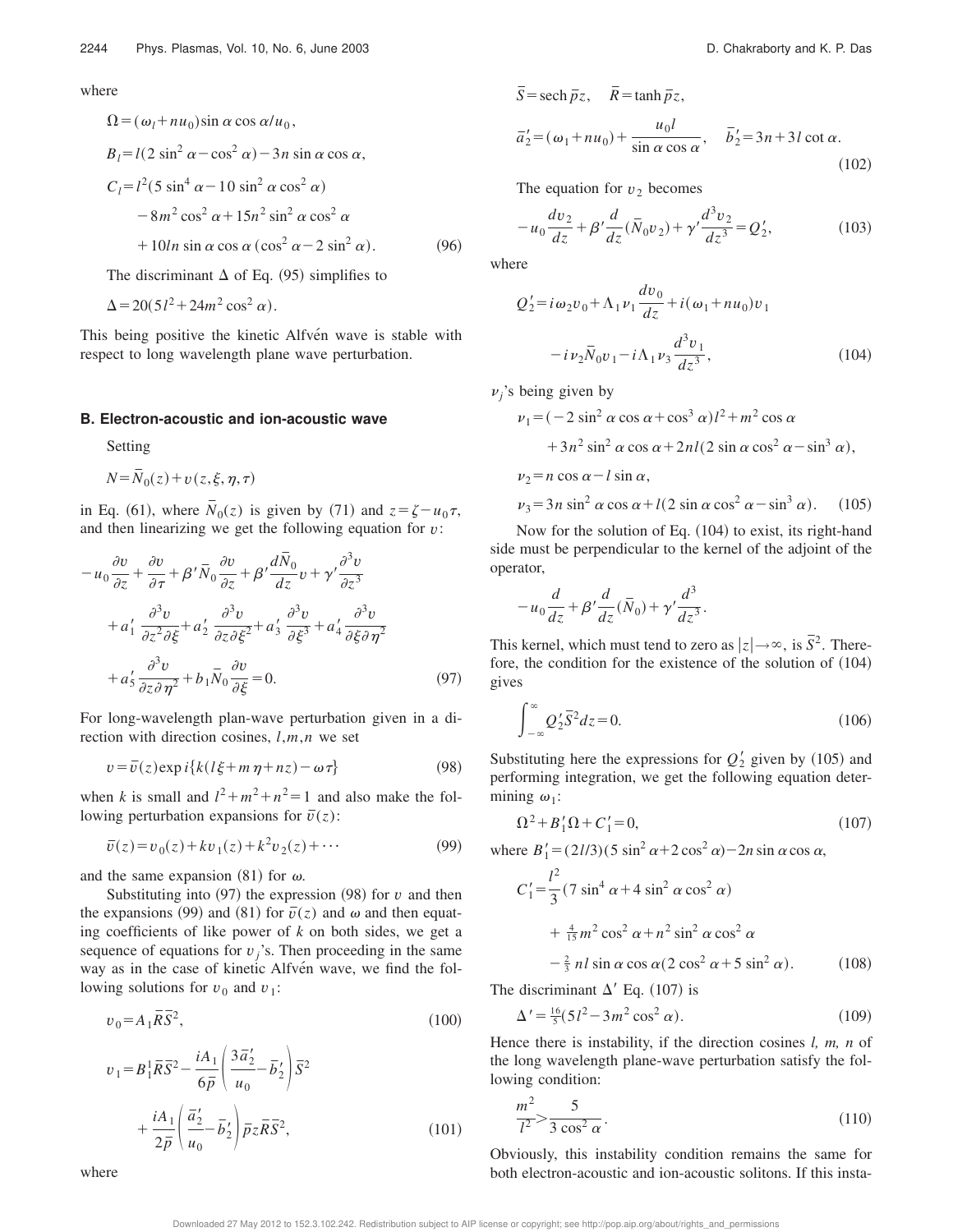where

$$\Omega = (\omega_l + n u_0)\sin\alpha\cos\alpha / u_0,$$

$$B_l = l(2\sin^2\alpha - \cos^2\alpha) - 3n\sin\alpha\cos\alpha,$$

$$C_l = l^2(5\sin^4\alpha - 10\sin^2\alpha\cos^2\alpha) - 8m^2\cos^2\alpha + 15n^2\sin^2\alpha\cos^2\alpha + 10ln\sin\alpha\cos\alpha(\cos^2\alpha - 2\sin^2\alpha). \tag{96}$$

The discriminant $\Delta$ of Eq. (95) simplifies to

$$\Delta = 20(5l^2 + 24m^2\cos^2\alpha).$$

This being positive the kinetic Alfvén wave is stable with respect to long wavelength plane wave perturbation.

### B. Electron-acoustic and ion-acoustic wave

Setting

$$N = \bar{N}_0(z) + v(z,\xi,\eta,\tau)$$

in Eq. (61), where $\bar{N}_0(z)$ is given by (71) and $z = \zeta - u_0\tau$, and then linearizing we get the following equation for $v$:

$$-u_0\frac{\partial v}{\partial z} + \frac{\partial v}{\partial \tau} + \beta'\bar{N}_0\frac{\partial v}{\partial z} + \beta'\frac{d\bar{N}_0}{dz}v + \gamma'\frac{\partial^3 v}{\partial z^3} + a_1'\frac{\partial^3 v}{\partial z^2\partial\xi} + a_2'\frac{\partial^3 v}{\partial z\partial\xi^2} + a_3'\frac{\partial^3 v}{\partial\xi^3} + a_4'\frac{\partial^3 v}{\partial\xi\partial\eta^2} + a_5'\frac{\partial^3 v}{\partial z\partial\eta^2} + b_1\bar{N}_0\frac{\partial v}{\partial\xi} = 0. \tag{97}$$

For long-wavelength plan-wave perturbation given in a direction with direction cosines, $l,m,n$ we set

$$v = \bar{v}(z)\exp i\{k(l\xi + m\eta + nz) - \omega\tau\} \tag{98}$$

when $k$ is small and $l^2+m^2+n^2=1$ and also make the following perturbation expansions for $\bar{v}(z)$:

$$\bar{v}(z) = v_0(z) + kv_1(z) + k^2v_2(z) + \cdots \tag{99}$$

and the same expansion (81) for $\omega$.

Substituting into (97) the expression (98) for $v$ and then the expansions (99) and (81) for $\bar{v}(z)$ and $\omega$ and then equating coefficients of like power of $k$ on both sides, we get a sequence of equations for $v_j$'s. Then proceeding in the same way as in the case of kinetic Alfvén wave, we find the following solutions for $v_0$ and $v_1$:

$$v_0 = A_1\bar{R}\bar{S}^2, \tag{100}$$

$$v_1 = B_1^1\bar{R}\bar{S}^2 - \frac{iA_1}{6\bar{p}}\left(\frac{3\bar{a}_2'}{u_0} - \bar{b}_2'\right)\bar{S}^2 + \frac{iA_1}{2\bar{p}}\left(\frac{\bar{a}_2'}{u_0} - \bar{b}_2'\right)\bar{p}z\bar{R}\bar{S}^2, \tag{101}$$

where

$$\bar{S} = \operatorname{sech}\bar{p}z, \quad \bar{R} = \tanh\bar{p}z,$$

$$\bar{a}_2' = (\omega_1 + nu_0) + \frac{u_0 l}{\sin\alpha\cos\alpha}, \quad \bar{b}_2' = 3n + 3l\cot\alpha. \tag{102}$$

The equation for $v_2$ becomes

$$-u_0\frac{dv_2}{dz} + \beta'\frac{d}{dz}(\bar{N}_0 v_2) + \gamma'\frac{d^3v_2}{dz^3} = Q_2', \tag{103}$$

where

$$Q_2' = i\omega_2 v_0 + \Lambda_1\nu_1\frac{dv_0}{dz} + i(\omega_1 + nu_0)v_1 - i\nu_2\bar{N}_0 v_1 - i\Lambda_1\nu_3\frac{d^3v_1}{dz^3}, \tag{104}$$

$\nu_j$'s being given by

$$\nu_1 = (-2\sin^2\alpha\cos\alpha + \cos^3\alpha)l^2 + m^2\cos\alpha + 3n^2\sin^2\alpha\cos\alpha + 2nl(2\sin\alpha\cos^2\alpha - \sin^3\alpha),$$

$$\nu_2 = n\cos\alpha - l\sin\alpha,$$

$$\nu_3 = 3n\sin^2\alpha\cos\alpha + l(2\sin\alpha\cos^2\alpha - \sin^3\alpha). \tag{105}$$

Now for the solution of Eq. (104) to exist, its right-hand side must be perpendicular to the kernel of the adjoint of the operator,

$$-u_0\frac{d}{dz} + \beta'\frac{d}{dz}(\bar{N}_0) + \gamma'\frac{d^3}{dz^3}.$$

This kernel, which must tend to zero as $|z|\to\infty$, is $\bar{S}^2$. Therefore, the condition for the existence of the solution of (104) gives

$$\int_{-\infty}^{\infty} Q_2'\bar{S}^2 dz = 0. \tag{106}$$

Substituting here the expressions for $Q_2'$ given by (105) and performing integration, we get the following equation determining $\omega_1$:

$$\Omega^2 + B_1'\Omega + C_1' = 0, \tag{107}$$

where $B_1' = (2l/3)(5\sin^2\alpha + 2\cos^2\alpha) - 2n\sin\alpha\cos\alpha$,

$$C_1' = \frac{l^2}{3}(7\sin^4\alpha + 4\sin^2\alpha\cos^2\alpha) + \tfrac{4}{15}m^2\cos^2\alpha + n^2\sin^2\alpha\cos^2\alpha - \tfrac{2}{3}nl\sin\alpha\cos\alpha(2\cos^2\alpha + 5\sin^2\alpha). \tag{108}$$

The discriminant $\Delta'$ Eq. (107) is

$$\Delta' = \tfrac{16}{5}(5l^2 - 3m^2\cos^2\alpha). \tag{109}$$

Hence there is instability, if the direction cosines $l$, $m$, $n$ of the long wavelength plane-wave perturbation satisfy the following condition:

$$\frac{m^2}{l^2} > \frac{5}{3\cos^2\alpha}. \tag{110}$$

Obviously, this instability condition remains the same for both electron-acoustic and ion-acoustic solitons. If this insta-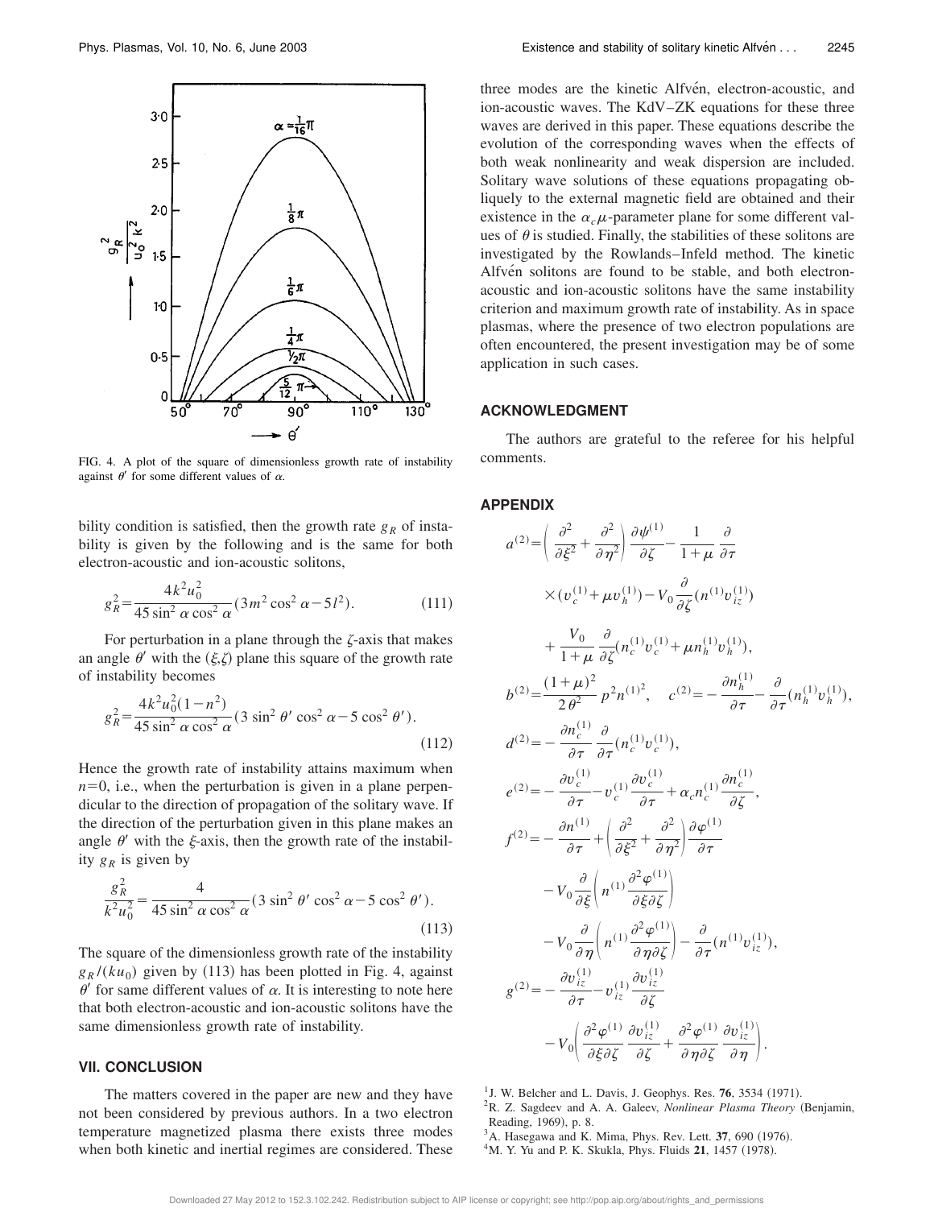FIG. 4. A plot of the square of dimensionless growth rate of instability against $\theta'$ for some different values of $\alpha$.

bility condition is satisfied, then the growth rate $g_R$ of instability is given by the following and is the same for both electron-acoustic and ion-acoustic solitons,

$$g_R^2 = \frac{4k^2u_0^2}{45\sin^2\alpha\cos^2\alpha}(3m^2\cos^2\alpha - 5l^2). \tag{111}$$

For perturbation in a plane through the $\zeta$-axis that makes an angle $\theta'$ with the $(\xi,\zeta)$ plane this square of the growth rate of instability becomes

$$g_R^2 = \frac{4k^2u_0^2(1-n^2)}{45\sin^2\alpha\cos^2\alpha}(3\sin^2\theta'\cos^2\alpha - 5\cos^2\theta'). \tag{112}$$

Hence the growth rate of instability attains maximum when $n=0$, i.e., when the perturbation is given in a plane perpendicular to the direction of propagation of the solitary wave. If the direction of the perturbation given in this plane makes an angle $\theta'$ with the $\xi$-axis, then the growth rate of the instability $g_R$ is given by

$$\frac{g_R^2}{k^2u_0^2} = \frac{4}{45\sin^2\alpha\cos^2\alpha}(3\sin^2\theta'\cos^2\alpha - 5\cos^2\theta'). \tag{113}$$

The square of the dimensionless growth rate of the instability $g_R/(ku_0)$ given by (113) has been plotted in Fig. 4, against $\theta'$ for same different values of $\alpha$. It is interesting to note here that both electron-acoustic and ion-acoustic solitons have the same dimensionless growth rate of instability.

## VII. CONCLUSION

The matters covered in the paper are new and they have not been considered by previous authors. In a two electron temperature magnetized plasma there exists three modes when both kinetic and inertial regimes are considered. These three modes are the kinetic Alfvén, electron-acoustic, and ion-acoustic waves. The KdV–ZK equations for these three waves are derived in this paper. These equations describe the evolution of the corresponding waves when the effects of both weak nonlinearity and weak dispersion are included. Solitary wave solutions of these equations propagating obliquely to the external magnetic field are obtained and their existence in the $\alpha_c\mu$-parameter plane for some different values of $\theta$ is studied. Finally, the stabilities of these solitons are investigated by the Rowlands–Infeld method. The kinetic Alfvén solitons are found to be stable, and both electron-acoustic and ion-acoustic solitons have the same instability criterion and maximum growth rate of instability. As in space plasmas, where the presence of two electron populations are often encountered, the present investigation may be of some application in such cases.

## ACKNOWLEDGMENT

The authors are grateful to the referee for his helpful comments.

## APPENDIX

$$a^{(2)} = \left(\frac{\partial^2}{\partial\xi^2} + \frac{\partial^2}{\partial\eta^2}\right)\frac{\partial\psi^{(1)}}{\partial\zeta} - \frac{1}{1+\mu}\frac{\partial}{\partial\tau}\times(v_c^{(1)} + \mu v_h^{(1)}) - V_0\frac{\partial}{\partial\zeta}(n^{(1)}v_{iz}^{(1)}) + \frac{V_0}{1+\mu}\frac{\partial}{\partial\zeta}(n_c^{(1)}v_c^{(1)} + \mu n_h^{(1)}v_h^{(1)}),$$

$$b^{(2)} = \frac{(1+\mu)^2}{2\theta^2}p^2 n^{(1)^2}, \quad c^{(2)} = -\frac{\partial n_h^{(1)}}{\partial\tau} - \frac{\partial}{\partial\tau}(n_h^{(1)}v_h^{(1)}),$$

$$d^{(2)} = -\frac{\partial n_c^{(1)}}{\partial\tau}\frac{\partial}{\partial\tau}(n_c^{(1)}v_c^{(1)}),$$

$$e^{(2)} = -\frac{\partial v_c^{(1)}}{\partial\tau} - v_c^{(1)}\frac{\partial v_c^{(1)}}{\partial\tau} + \alpha_c n_c^{(1)}\frac{\partial n_c^{(1)}}{\partial\zeta},$$

$$f^{(2)} = -\frac{\partial n^{(1)}}{\partial\tau} + \left(\frac{\partial^2}{\partial\xi^2} + \frac{\partial^2}{\partial\eta^2}\right)\frac{\partial\varphi^{(1)}}{\partial\tau} - V_0\frac{\partial}{\partial\xi}\left(n^{(1)}\frac{\partial^2\varphi^{(1)}}{\partial\xi\partial\zeta}\right) - V_0\frac{\partial}{\partial\eta}\left(n^{(1)}\frac{\partial^2\varphi^{(1)}}{\partial\eta\partial\zeta}\right) - \frac{\partial}{\partial\tau}(n^{(1)}v_{iz}^{(1)}),$$

$$g^{(2)} = -\frac{\partial v_{iz}^{(1)}}{\partial\tau} - v_{iz}^{(1)}\frac{\partial v_{iz}^{(1)}}{\partial\zeta} - V_0\left(\frac{\partial^2\varphi^{(1)}}{\partial\xi\partial\zeta}\frac{\partial v_{iz}^{(1)}}{\partial\zeta} + \frac{\partial^2\varphi^{(1)}}{\partial\eta\partial\zeta}\frac{\partial v_{iz}^{(1)}}{\partial\eta}\right).$$

[1] J. W. Belcher and L. Davis, J. Geophys. Res. **76**, 3534 (1971).
[2] R. Z. Sagdeev and A. A. Galeev, *Nonlinear Plasma Theory* (Benjamin, Reading, 1969), p. 8.
[3] A. Hasegawa and K. Mima, Phys. Rev. Lett. **37**, 690 (1976).
[4] M. Y. Yu and P. K. Skukla, Phys. Fluids **21**, 1457 (1978).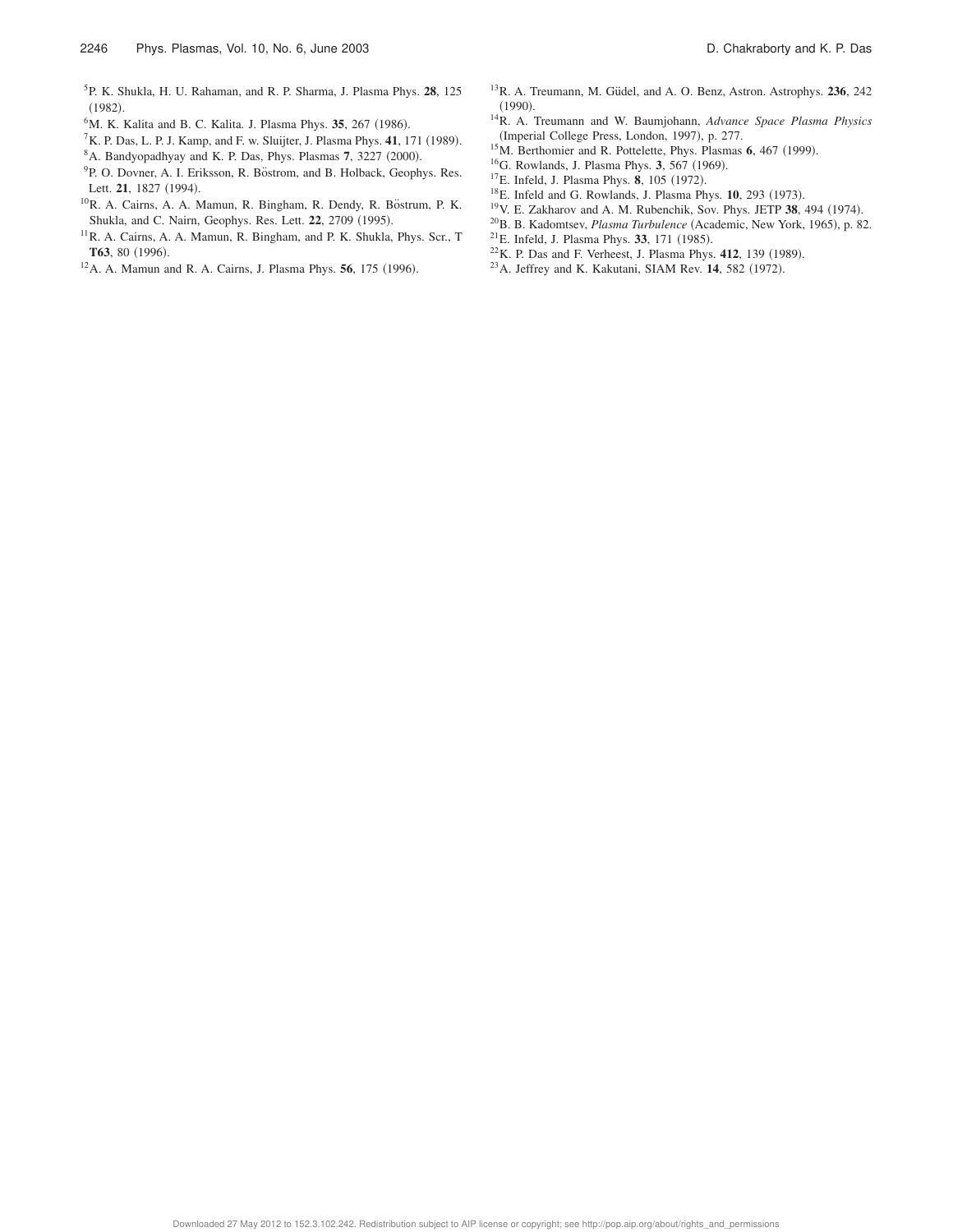[5] P. K. Shukla, H. U. Rahaman, and R. P. Sharma, J. Plasma Phys. **28**, 125 (1982).

[6] M. K. Kalita and B. C. Kalita. J. Plasma Phys. **35**, 267 (1986).

[7] K. P. Das, L. P. J. Kamp, and F. w. Sluijter, J. Plasma Phys. **41**, 171 (1989).

[8] A. Bandyopadhyay and K. P. Das, Phys. Plasmas **7**, 3227 (2000).

[9] P. O. Dovner, A. I. Eriksson, R. Böstrom, and B. Holback, Geophys. Res. Lett. **21**, 1827 (1994).

[10] R. A. Cairns, A. A. Mamun, R. Bingham, R. Dendy, R. Böstrum, P. K. Shukla, and C. Nairn, Geophys. Res. Lett. **22**, 2709 (1995).

[11] R. A. Cairns, A. A. Mamun, R. Bingham, and P. K. Shukla, Phys. Scr., T **T63**, 80 (1996).

[12] A. A. Mamun and R. A. Cairns, J. Plasma Phys. **56**, 175 (1996).

[13] R. A. Treumann, M. Güdel, and A. O. Benz, Astron. Astrophys. **236**, 242 (1990).

[14] R. A. Treumann and W. Baumjohann, *Advance Space Plasma Physics* (Imperial College Press, London, 1997), p. 277.

[15] M. Berthomier and R. Pottelette, Phys. Plasmas **6**, 467 (1999).

[16] G. Rowlands, J. Plasma Phys. **3**, 567 (1969).

[17] E. Infeld, J. Plasma Phys. **8**, 105 (1972).

[18] E. Infeld and G. Rowlands, J. Plasma Phys. **10**, 293 (1973).

[19] V. E. Zakharov and A. M. Rubenchik, Sov. Phys. JETP **38**, 494 (1974).

[20] B. B. Kadomtsev, *Plasma Turbulence* (Academic, New York, 1965), p. 82.

[21] E. Infeld, J. Plasma Phys. **33**, 171 (1985).

[22] K. P. Das and F. Verheest, J. Plasma Phys. **412**, 139 (1989).

[23] A. Jeffrey and K. Kakutani, SIAM Rev. **14**, 582 (1972).